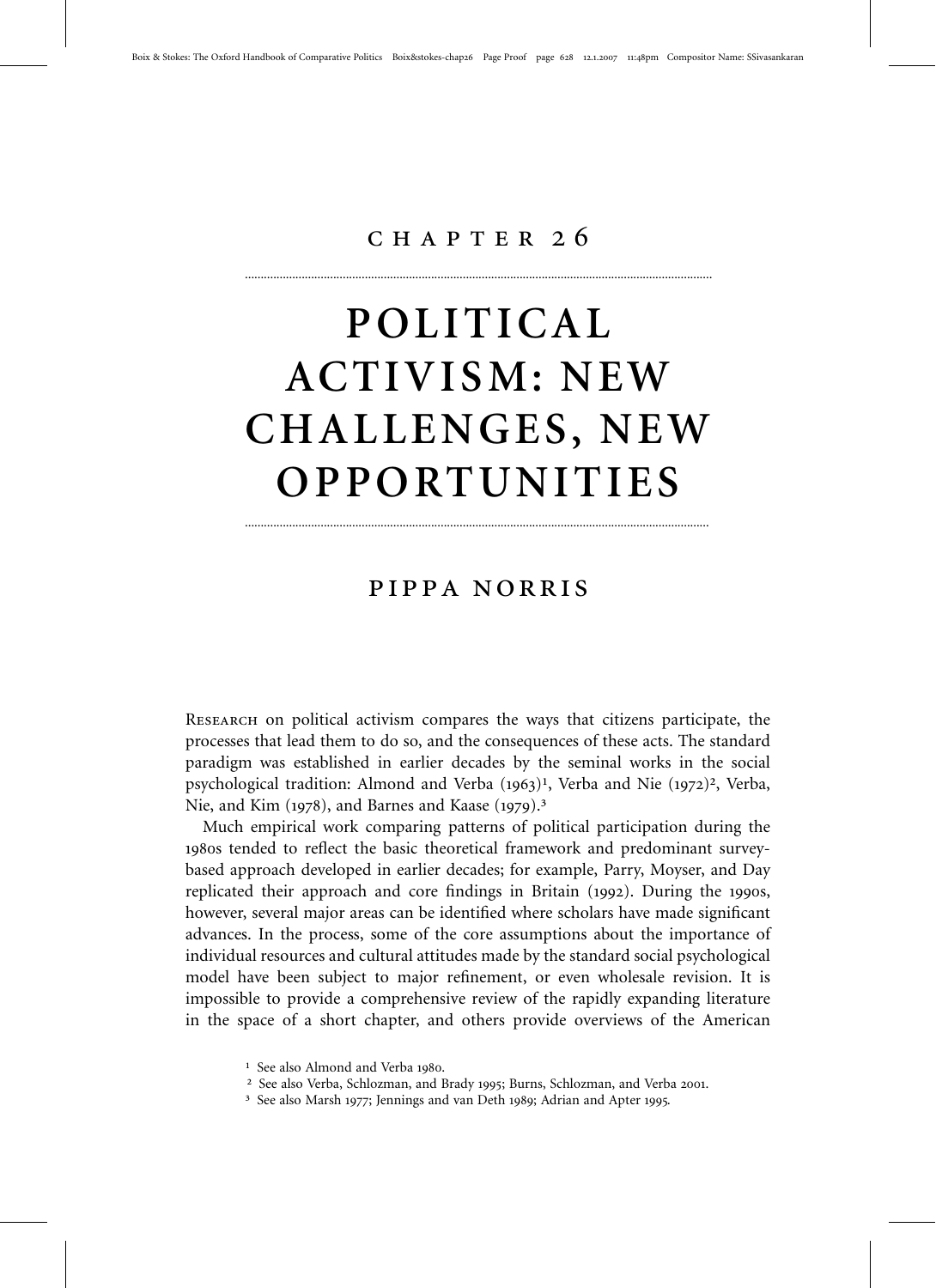# CHAPTER 26

# POLITICAL ACTIVISM: NEW CHALLENGES, NEW OPPORTUNITIES

## PIPPA NORRIS

Research on political activism compares the ways that citizens participate, the processes that lead them to do so, and the consequences of these acts. The standard paradigm was established in earlier decades by the seminal works in the social psychological tradition: Almond and Verba (1963)[1], Verba and Nie (1972)[2], Verba, Nie, and Kim (1978), and Barnes and Kaase (1979).[3]

Much empirical work comparing patterns of political participation during the 1980s tended to reflect the basic theoretical framework and predominant survey-based approach developed in earlier decades; for example, Parry, Moyser, and Day replicated their approach and core findings in Britain (1992). During the 1990s, however, several major areas can be identified where scholars have made significant advances. In the process, some of the core assumptions about the importance of individual resources and cultural attitudes made by the standard social psychological model have been subject to major refinement, or even wholesale revision. It is impossible to provide a comprehensive review of the rapidly expanding literature in the space of a short chapter, and others provide overviews of the American

[1] See also Almond and Verba 1980.

[2] See also Verba, Schlozman, and Brady 1995; Burns, Schlozman, and Verba 2001.

[3] See also Marsh 1977; Jennings and van Deth 1989; Adrian and Apter 1995.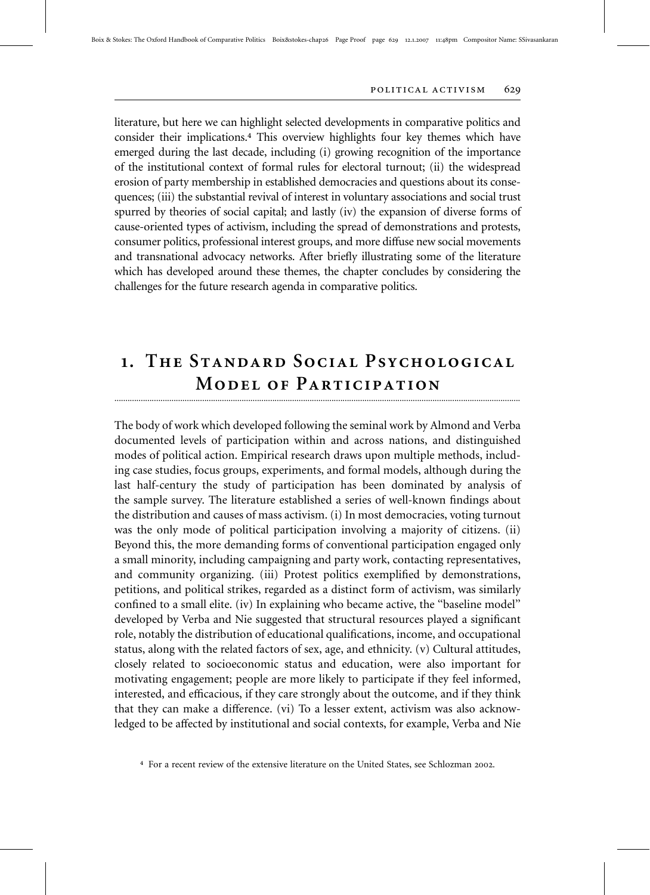literature, but here we can highlight selected developments in comparative politics and consider their implications.[4] This overview highlights four key themes which have emerged during the last decade, including (i) growing recognition of the importance of the institutional context of formal rules for electoral turnout; (ii) the widespread erosion of party membership in established democracies and questions about its consequences; (iii) the substantial revival of interest in voluntary associations and social trust spurred by theories of social capital; and lastly (iv) the expansion of diverse forms of cause-oriented types of activism, including the spread of demonstrations and protests, consumer politics, professional interest groups, and more diffuse new social movements and transnational advocacy networks. After briefly illustrating some of the literature which has developed around these themes, the chapter concludes by considering the challenges for the future research agenda in comparative politics.

## 1. The Standard Social Psychological Model of Participation

The body of work which developed following the seminal work by Almond and Verba documented levels of participation within and across nations, and distinguished modes of political action. Empirical research draws upon multiple methods, including case studies, focus groups, experiments, and formal models, although during the last half-century the study of participation has been dominated by analysis of the sample survey. The literature established a series of well-known findings about the distribution and causes of mass activism. (i) In most democracies, voting turnout was the only mode of political participation involving a majority of citizens. (ii) Beyond this, the more demanding forms of conventional participation engaged only a small minority, including campaigning and party work, contacting representatives, and community organizing. (iii) Protest politics exemplified by demonstrations, petitions, and political strikes, regarded as a distinct form of activism, was similarly confined to a small elite. (iv) In explaining who became active, the "baseline model" developed by Verba and Nie suggested that structural resources played a significant role, notably the distribution of educational qualifications, income, and occupational status, along with the related factors of sex, age, and ethnicity. (v) Cultural attitudes, closely related to socioeconomic status and education, were also important for motivating engagement; people are more likely to participate if they feel informed, interested, and efficacious, if they care strongly about the outcome, and if they think that they can make a difference. (vi) To a lesser extent, activism was also acknowledged to be affected by institutional and social contexts, for example, Verba and Nie

[4] For a recent review of the extensive literature on the United States, see Schlozman 2002.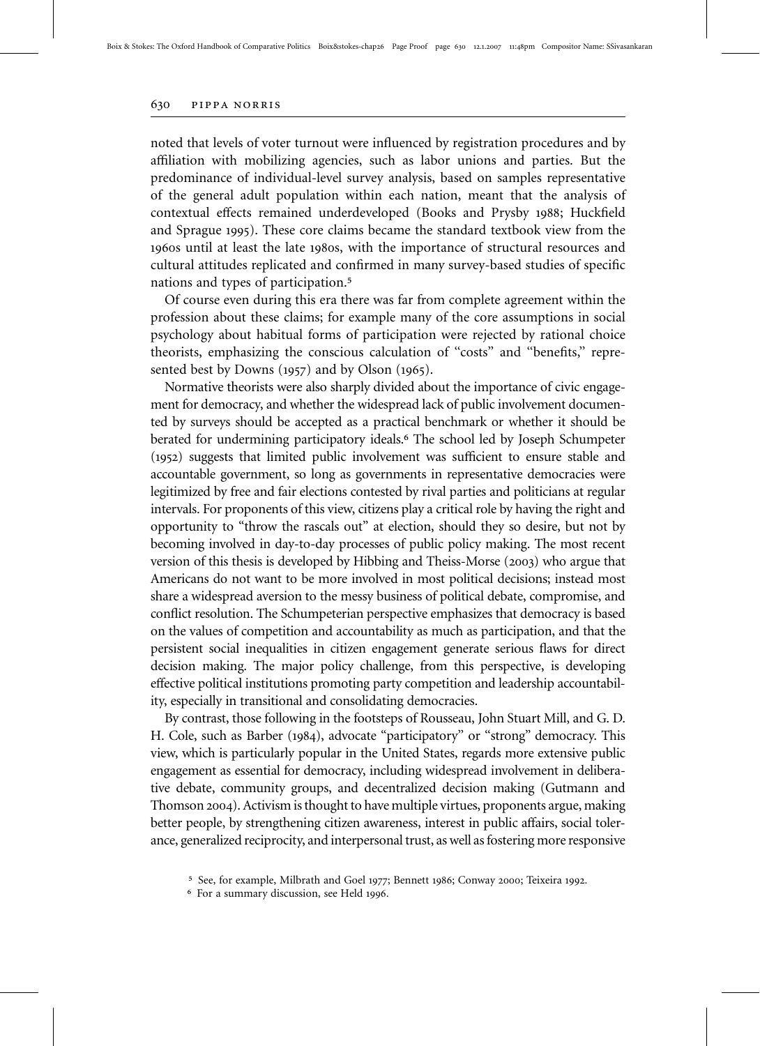noted that levels of voter turnout were influenced by registration procedures and by affiliation with mobilizing agencies, such as labor unions and parties. But the predominance of individual-level survey analysis, based on samples representative of the general adult population within each nation, meant that the analysis of contextual effects remained underdeveloped (Books and Prysby 1988; Huckfield and Sprague 1995). These core claims became the standard textbook view from the 1960s until at least the late 1980s, with the importance of structural resources and cultural attitudes replicated and confirmed in many survey-based studies of specific nations and types of participation.[5]

Of course even during this era there was far from complete agreement within the profession about these claims; for example many of the core assumptions in social psychology about habitual forms of participation were rejected by rational choice theorists, emphasizing the conscious calculation of "costs" and "benefits," represented best by Downs (1957) and by Olson (1965).

Normative theorists were also sharply divided about the importance of civic engagement for democracy, and whether the widespread lack of public involvement documented by surveys should be accepted as a practical benchmark or whether it should be berated for undermining participatory ideals.[6] The school led by Joseph Schumpeter (1952) suggests that limited public involvement was sufficient to ensure stable and accountable government, so long as governments in representative democracies were legitimized by free and fair elections contested by rival parties and politicians at regular intervals. For proponents of this view, citizens play a critical role by having the right and opportunity to "throw the rascals out" at election, should they so desire, but not by becoming involved in day-to-day processes of public policy making. The most recent version of this thesis is developed by Hibbing and Theiss-Morse (2003) who argue that Americans do not want to be more involved in most political decisions; instead most share a widespread aversion to the messy business of political debate, compromise, and conflict resolution. The Schumpeterian perspective emphasizes that democracy is based on the values of competition and accountability as much as participation, and that the persistent social inequalities in citizen engagement generate serious flaws for direct decision making. The major policy challenge, from this perspective, is developing effective political institutions promoting party competition and leadership accountability, especially in transitional and consolidating democracies.

By contrast, those following in the footsteps of Rousseau, John Stuart Mill, and G. D. H. Cole, such as Barber (1984), advocate "participatory" or "strong" democracy. This view, which is particularly popular in the United States, regards more extensive public engagement as essential for democracy, including widespread involvement in deliberative debate, community groups, and decentralized decision making (Gutmann and Thomson 2004). Activism is thought to have multiple virtues, proponents argue, making better people, by strengthening citizen awareness, interest in public affairs, social tolerance, generalized reciprocity, and interpersonal trust, as well as fostering more responsive

[5] See, for example, Milbrath and Goel 1977; Bennett 1986; Conway 2000; Teixeira 1992.

[6] For a summary discussion, see Held 1996.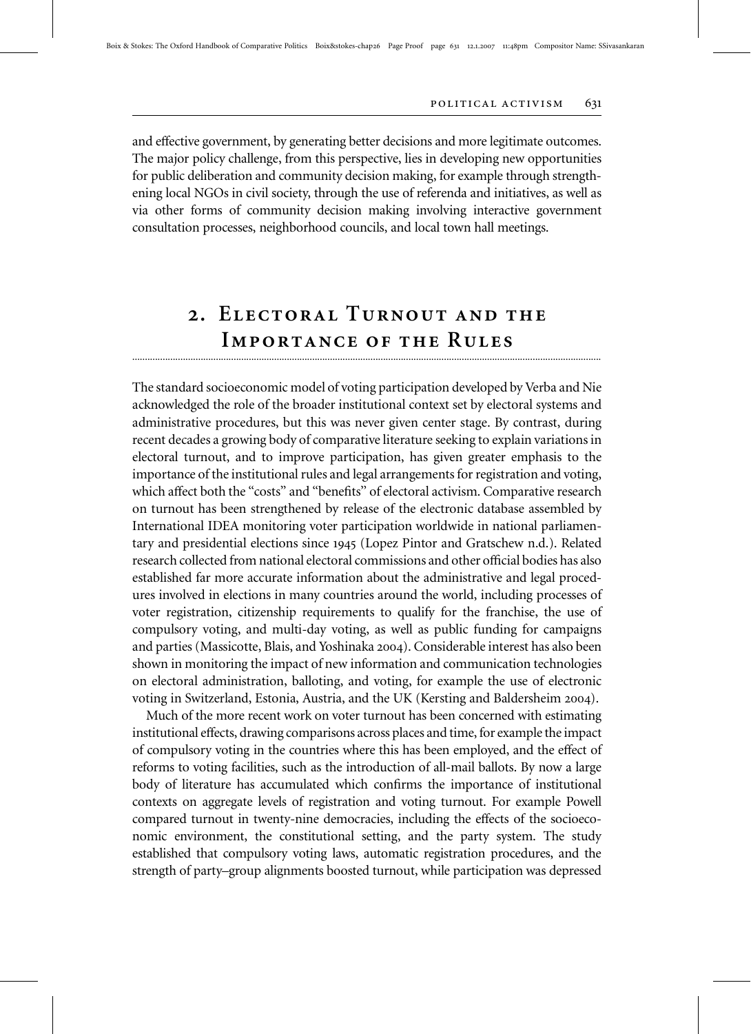and effective government, by generating better decisions and more legitimate outcomes. The major policy challenge, from this perspective, lies in developing new opportunities for public deliberation and community decision making, for example through strengthening local NGOs in civil society, through the use of referenda and initiatives, as well as via other forms of community decision making involving interactive government consultation processes, neighborhood councils, and local town hall meetings.

## 2. Electoral Turnout and the Importance of the Rules

The standard socioeconomic model of voting participation developed by Verba and Nie acknowledged the role of the broader institutional context set by electoral systems and administrative procedures, but this was never given center stage. By contrast, during recent decades a growing body of comparative literature seeking to explain variations in electoral turnout, and to improve participation, has given greater emphasis to the importance of the institutional rules and legal arrangements for registration and voting, which affect both the "costs" and "benefits" of electoral activism. Comparative research on turnout has been strengthened by release of the electronic database assembled by International IDEA monitoring voter participation worldwide in national parliamentary and presidential elections since 1945 (Lopez Pintor and Gratschew n.d.). Related research collected from national electoral commissions and other official bodies has also established far more accurate information about the administrative and legal procedures involved in elections in many countries around the world, including processes of voter registration, citizenship requirements to qualify for the franchise, the use of compulsory voting, and multi-day voting, as well as public funding for campaigns and parties (Massicotte, Blais, and Yoshinaka 2004). Considerable interest has also been shown in monitoring the impact of new information and communication technologies on electoral administration, balloting, and voting, for example the use of electronic voting in Switzerland, Estonia, Austria, and the UK (Kersting and Baldersheim 2004).

Much of the more recent work on voter turnout has been concerned with estimating institutional effects, drawing comparisons across places and time, for example the impact of compulsory voting in the countries where this has been employed, and the effect of reforms to voting facilities, such as the introduction of all-mail ballots. By now a large body of literature has accumulated which confirms the importance of institutional contexts on aggregate levels of registration and voting turnout. For example Powell compared turnout in twenty-nine democracies, including the effects of the socioeconomic environment, the constitutional setting, and the party system. The study established that compulsory voting laws, automatic registration procedures, and the strength of party–group alignments boosted turnout, while participation was depressed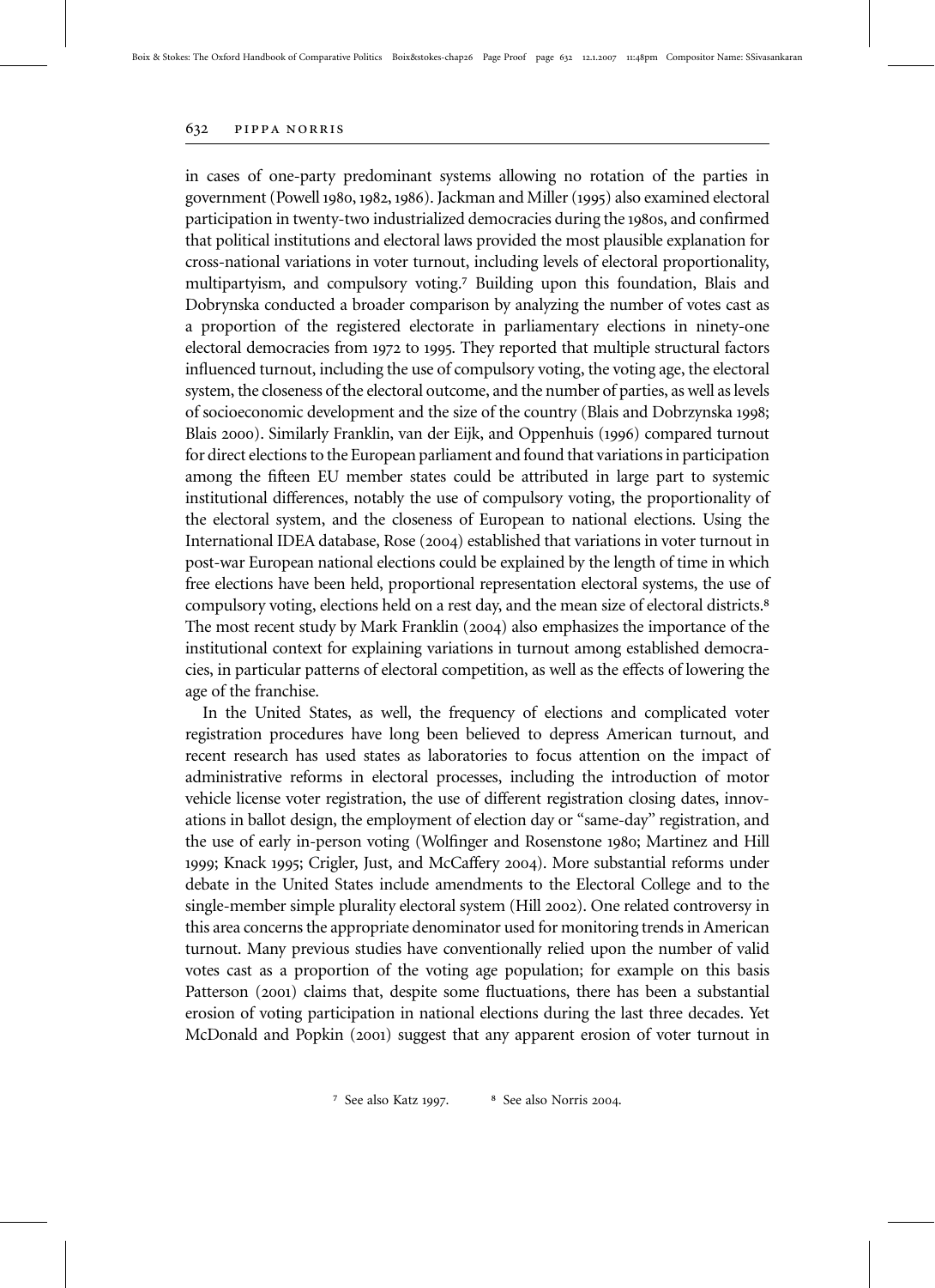in cases of one-party predominant systems allowing no rotation of the parties in government (Powell 1980, 1982, 1986). Jackman and Miller (1995) also examined electoral participation in twenty-two industrialized democracies during the 1980s, and confirmed that political institutions and electoral laws provided the most plausible explanation for cross-national variations in voter turnout, including levels of electoral proportionality, multipartyism, and compulsory voting.[7] Building upon this foundation, Blais and Dobrynska conducted a broader comparison by analyzing the number of votes cast as a proportion of the registered electorate in parliamentary elections in ninety-one electoral democracies from 1972 to 1995. They reported that multiple structural factors influenced turnout, including the use of compulsory voting, the voting age, the electoral system, the closeness of the electoral outcome, and the number of parties, as well as levels of socioeconomic development and the size of the country (Blais and Dobrzynska 1998; Blais 2000). Similarly Franklin, van der Eijk, and Oppenhuis (1996) compared turnout for direct elections to the European parliament and found that variations in participation among the fifteen EU member states could be attributed in large part to systemic institutional differences, notably the use of compulsory voting, the proportionality of the electoral system, and the closeness of European to national elections. Using the International IDEA database, Rose (2004) established that variations in voter turnout in post-war European national elections could be explained by the length of time in which free elections have been held, proportional representation electoral systems, the use of compulsory voting, elections held on a rest day, and the mean size of electoral districts.[8] The most recent study by Mark Franklin (2004) also emphasizes the importance of the institutional context for explaining variations in turnout among established democracies, in particular patterns of electoral competition, as well as the effects of lowering the age of the franchise.

In the United States, as well, the frequency of elections and complicated voter registration procedures have long been believed to depress American turnout, and recent research has used states as laboratories to focus attention on the impact of administrative reforms in electoral processes, including the introduction of motor vehicle license voter registration, the use of different registration closing dates, innovations in ballot design, the employment of election day or "same-day" registration, and the use of early in-person voting (Wolfinger and Rosenstone 1980; Martinez and Hill 1999; Knack 1995; Crigler, Just, and McCaffery 2004). More substantial reforms under debate in the United States include amendments to the Electoral College and to the single-member simple plurality electoral system (Hill 2002). One related controversy in this area concerns the appropriate denominator used for monitoring trends in American turnout. Many previous studies have conventionally relied upon the number of valid votes cast as a proportion of the voting age population; for example on this basis Patterson (2001) claims that, despite some fluctuations, there has been a substantial erosion of voting participation in national elections during the last three decades. Yet McDonald and Popkin (2001) suggest that any apparent erosion of voter turnout in

[7] See also Katz 1997. [8] See also Norris 2004.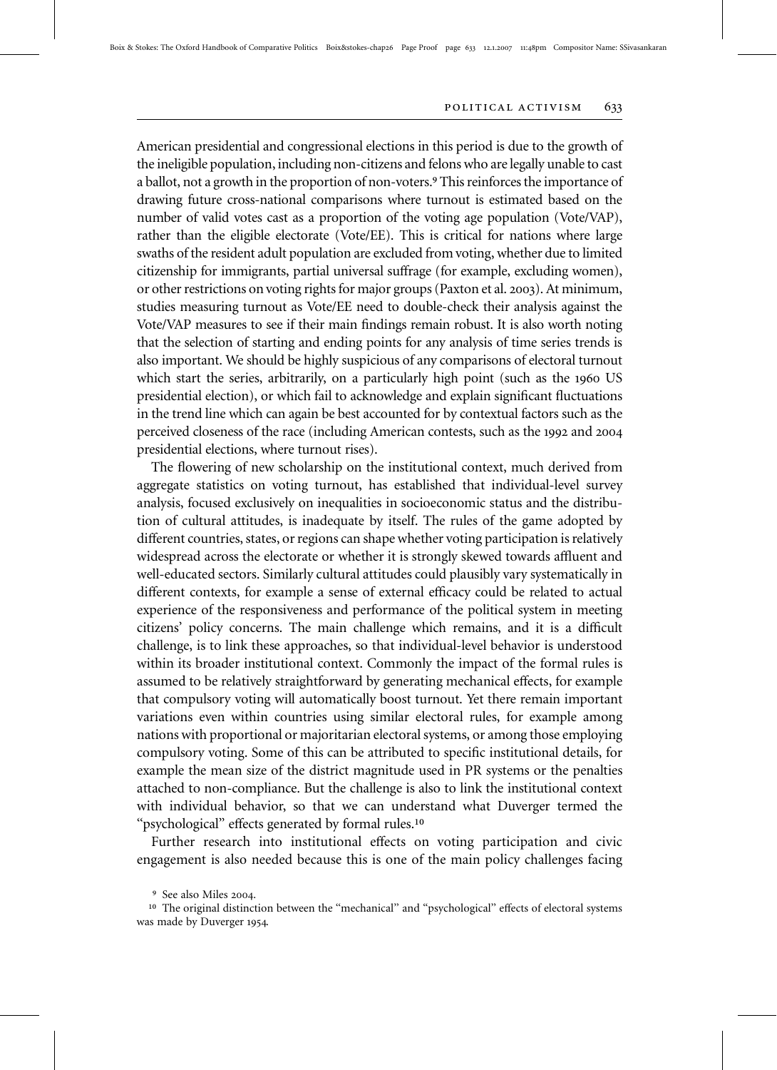American presidential and congressional elections in this period is due to the growth of the ineligible population, including non-citizens and felons who are legally unable to cast a ballot, not a growth in the proportion of non-voters.[9] This reinforces the importance of drawing future cross-national comparisons where turnout is estimated based on the number of valid votes cast as a proportion of the voting age population (Vote/VAP), rather than the eligible electorate (Vote/EE). This is critical for nations where large swaths of the resident adult population are excluded from voting, whether due to limited citizenship for immigrants, partial universal suffrage (for example, excluding women), or other restrictions on voting rights for major groups (Paxton et al. 2003). At minimum, studies measuring turnout as Vote/EE need to double-check their analysis against the Vote/VAP measures to see if their main findings remain robust. It is also worth noting that the selection of starting and ending points for any analysis of time series trends is also important. We should be highly suspicious of any comparisons of electoral turnout which start the series, arbitrarily, on a particularly high point (such as the 1960 US presidential election), or which fail to acknowledge and explain significant fluctuations in the trend line which can again be best accounted for by contextual factors such as the perceived closeness of the race (including American contests, such as the 1992 and 2004 presidential elections, where turnout rises).

The flowering of new scholarship on the institutional context, much derived from aggregate statistics on voting turnout, has established that individual-level survey analysis, focused exclusively on inequalities in socioeconomic status and the distribution of cultural attitudes, is inadequate by itself. The rules of the game adopted by different countries, states, or regions can shape whether voting participation is relatively widespread across the electorate or whether it is strongly skewed towards affluent and well-educated sectors. Similarly cultural attitudes could plausibly vary systematically in different contexts, for example a sense of external efficacy could be related to actual experience of the responsiveness and performance of the political system in meeting citizens' policy concerns. The main challenge which remains, and it is a difficult challenge, is to link these approaches, so that individual-level behavior is understood within its broader institutional context. Commonly the impact of the formal rules is assumed to be relatively straightforward by generating mechanical effects, for example that compulsory voting will automatically boost turnout. Yet there remain important variations even within countries using similar electoral rules, for example among nations with proportional or majoritarian electoral systems, or among those employing compulsory voting. Some of this can be attributed to specific institutional details, for example the mean size of the district magnitude used in PR systems or the penalties attached to non-compliance. But the challenge is also to link the institutional context with individual behavior, so that we can understand what Duverger termed the "psychological" effects generated by formal rules.[10]

Further research into institutional effects on voting participation and civic engagement is also needed because this is one of the main policy challenges facing

[9] See also Miles 2004.

[10] The original distinction between the "mechanical" and "psychological" effects of electoral systems was made by Duverger 1954.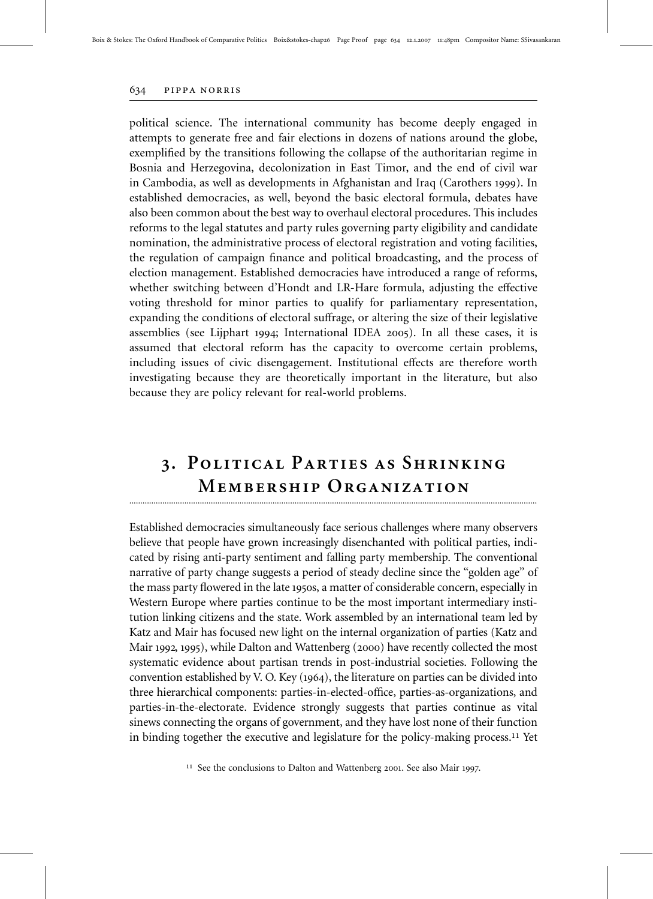political science. The international community has become deeply engaged in attempts to generate free and fair elections in dozens of nations around the globe, exemplified by the transitions following the collapse of the authoritarian regime in Bosnia and Herzegovina, decolonization in East Timor, and the end of civil war in Cambodia, as well as developments in Afghanistan and Iraq (Carothers 1999). In established democracies, as well, beyond the basic electoral formula, debates have also been common about the best way to overhaul electoral procedures. This includes reforms to the legal statutes and party rules governing party eligibility and candidate nomination, the administrative process of electoral registration and voting facilities, the regulation of campaign finance and political broadcasting, and the process of election management. Established democracies have introduced a range of reforms, whether switching between d'Hondt and LR-Hare formula, adjusting the effective voting threshold for minor parties to qualify for parliamentary representation, expanding the conditions of electoral suffrage, or altering the size of their legislative assemblies (see Lijphart 1994; International IDEA 2005). In all these cases, it is assumed that electoral reform has the capacity to overcome certain problems, including issues of civic disengagement. Institutional effects are therefore worth investigating because they are theoretically important in the literature, but also because they are policy relevant for real-world problems.

## 3. Political Parties as Shrinking Membership Organization

Established democracies simultaneously face serious challenges where many observers believe that people have grown increasingly disenchanted with political parties, indicated by rising anti-party sentiment and falling party membership. The conventional narrative of party change suggests a period of steady decline since the "golden age" of the mass party flowered in the late 1950s, a matter of considerable concern, especially in Western Europe where parties continue to be the most important intermediary institution linking citizens and the state. Work assembled by an international team led by Katz and Mair has focused new light on the internal organization of parties (Katz and Mair 1992, 1995), while Dalton and Wattenberg (2000) have recently collected the most systematic evidence about partisan trends in post-industrial societies. Following the convention established by V. O. Key (1964), the literature on parties can be divided into three hierarchical components: parties-in-elected-office, parties-as-organizations, and parties-in-the-electorate. Evidence strongly suggests that parties continue as vital sinews connecting the organs of government, and they have lost none of their function in binding together the executive and legislature for the policy-making process.[11] Yet

[11] See the conclusions to Dalton and Wattenberg 2001. See also Mair 1997.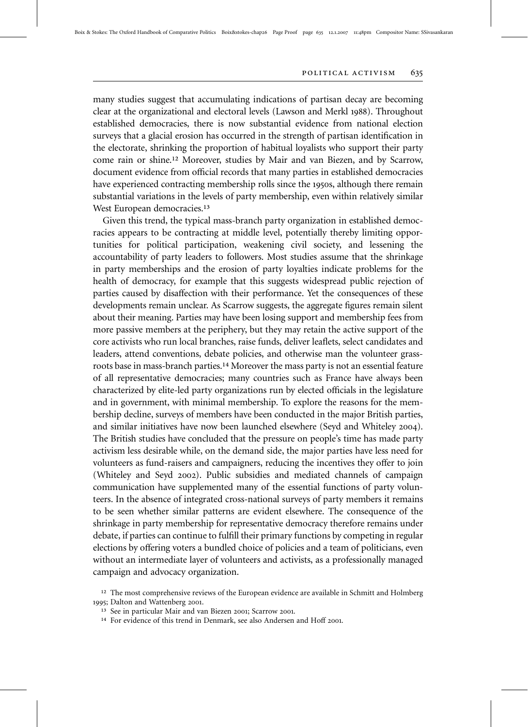many studies suggest that accumulating indications of partisan decay are becoming clear at the organizational and electoral levels (Lawson and Merkl 1988). Throughout established democracies, there is now substantial evidence from national election surveys that a glacial erosion has occurred in the strength of partisan identification in the electorate, shrinking the proportion of habitual loyalists who support their party come rain or shine.[12] Moreover, studies by Mair and van Biezen, and by Scarrow, document evidence from official records that many parties in established democracies have experienced contracting membership rolls since the 1950s, although there remain substantial variations in the levels of party membership, even within relatively similar West European democracies.[13]

Given this trend, the typical mass-branch party organization in established democracies appears to be contracting at middle level, potentially thereby limiting opportunities for political participation, weakening civil society, and lessening the accountability of party leaders to followers. Most studies assume that the shrinkage in party memberships and the erosion of party loyalties indicate problems for the health of democracy, for example that this suggests widespread public rejection of parties caused by disaffection with their performance. Yet the consequences of these developments remain unclear. As Scarrow suggests, the aggregate figures remain silent about their meaning. Parties may have been losing support and membership fees from more passive members at the periphery, but they may retain the active support of the core activists who run local branches, raise funds, deliver leaflets, select candidates and leaders, attend conventions, debate policies, and otherwise man the volunteer grassroots base in mass-branch parties.[14] Moreover the mass party is not an essential feature of all representative democracies; many countries such as France have always been characterized by elite-led party organizations run by elected officials in the legislature and in government, with minimal membership. To explore the reasons for the membership decline, surveys of members have been conducted in the major British parties, and similar initiatives have now been launched elsewhere (Seyd and Whiteley 2004). The British studies have concluded that the pressure on people's time has made party activism less desirable while, on the demand side, the major parties have less need for volunteers as fund-raisers and campaigners, reducing the incentives they offer to join (Whiteley and Seyd 2002). Public subsidies and mediated channels of campaign communication have supplemented many of the essential functions of party volunteers. In the absence of integrated cross-national surveys of party members it remains to be seen whether similar patterns are evident elsewhere. The consequence of the shrinkage in party membership for representative democracy therefore remains under debate, if parties can continue to fulfill their primary functions by competing in regular elections by offering voters a bundled choice of policies and a team of politicians, even without an intermediate layer of volunteers and activists, as a professionally managed campaign and advocacy organization.

[12] The most comprehensive reviews of the European evidence are available in Schmitt and Holmberg 1995; Dalton and Wattenberg 2001.

[13] See in particular Mair and van Biezen 2001; Scarrow 2001.

[14] For evidence of this trend in Denmark, see also Andersen and Hoff 2001.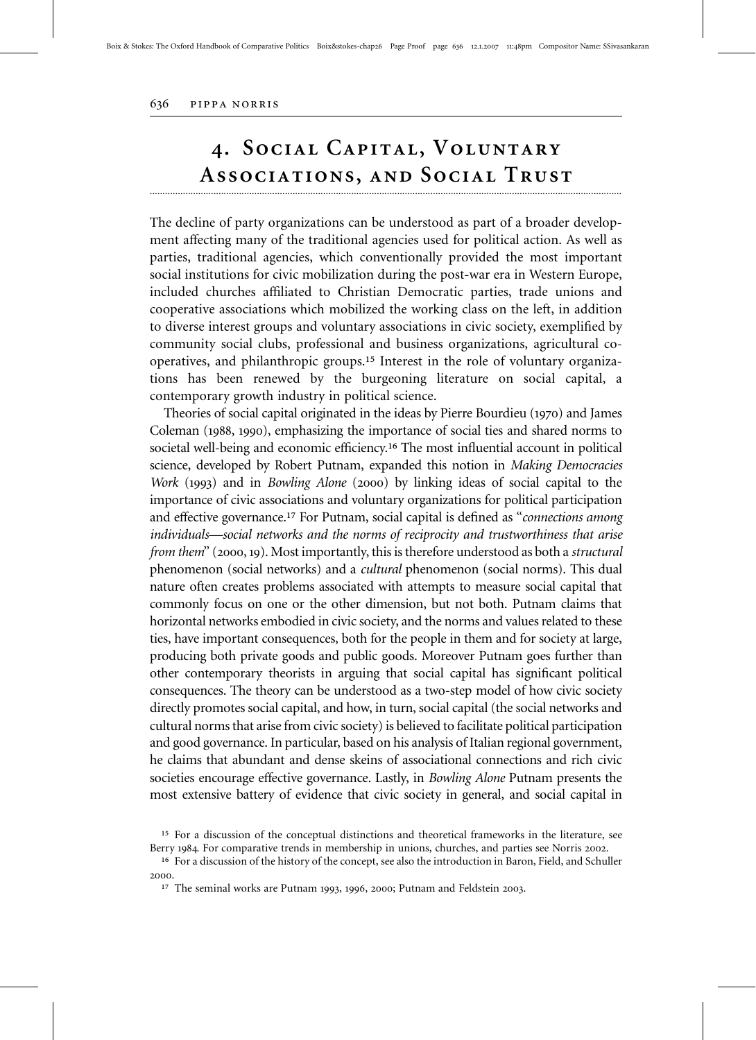## 4. Social Capital, Voluntary Associations, and Social Trust

The decline of party organizations can be understood as part of a broader development affecting many of the traditional agencies used for political action. As well as parties, traditional agencies, which conventionally provided the most important social institutions for civic mobilization during the post-war era in Western Europe, included churches affiliated to Christian Democratic parties, trade unions and cooperative associations which mobilized the working class on the left, in addition to diverse interest groups and voluntary associations in civic society, exemplified by community social clubs, professional and business organizations, agricultural co-operatives, and philanthropic groups.[15] Interest in the role of voluntary organizations has been renewed by the burgeoning literature on social capital, a contemporary growth industry in political science.

Theories of social capital originated in the ideas by Pierre Bourdieu (1970) and James Coleman (1988, 1990), emphasizing the importance of social ties and shared norms to societal well-being and economic efficiency.[16] The most influential account in political science, developed by Robert Putnam, expanded this notion in *Making Democracies Work* (1993) and in *Bowling Alone* (2000) by linking ideas of social capital to the importance of civic associations and voluntary organizations for political participation and effective governance.[17] For Putnam, social capital is defined as "*connections among individuals—social networks and the norms of reciprocity and trustworthiness that arise from them*" (2000, 19). Most importantly, this is therefore understood as both a *structural* phenomenon (social networks) and a *cultural* phenomenon (social norms). This dual nature often creates problems associated with attempts to measure social capital that commonly focus on one or the other dimension, but not both. Putnam claims that horizontal networks embodied in civic society, and the norms and values related to these ties, have important consequences, both for the people in them and for society at large, producing both private goods and public goods. Moreover Putnam goes further than other contemporary theorists in arguing that social capital has significant political consequences. The theory can be understood as a two-step model of how civic society directly promotes social capital, and how, in turn, social capital (the social networks and cultural norms that arise from civic society) is believed to facilitate political participation and good governance. In particular, based on his analysis of Italian regional government, he claims that abundant and dense skeins of associational connections and rich civic societies encourage effective governance. Lastly, in *Bowling Alone* Putnam presents the most extensive battery of evidence that civic society in general, and social capital in

[15] For a discussion of the conceptual distinctions and theoretical frameworks in the literature, see Berry 1984. For comparative trends in membership in unions, churches, and parties see Norris 2002.

[16] For a discussion of the history of the concept, see also the introduction in Baron, Field, and Schuller 2000.

[17] The seminal works are Putnam 1993, 1996, 2000; Putnam and Feldstein 2003.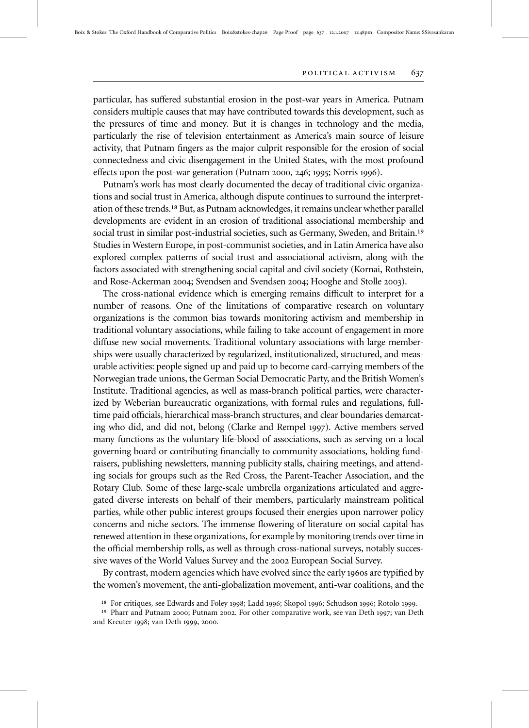particular, has suffered substantial erosion in the post-war years in America. Putnam considers multiple causes that may have contributed towards this development, such as the pressures of time and money. But it is changes in technology and the media, particularly the rise of television entertainment as America's main source of leisure activity, that Putnam fingers as the major culprit responsible for the erosion of social connectedness and civic disengagement in the United States, with the most profound effects upon the post-war generation (Putnam 2000, 246; 1995; Norris 1996).

Putnam's work has most clearly documented the decay of traditional civic organizations and social trust in America, although dispute continues to surround the interpretation of these trends.[18] But, as Putnam acknowledges, it remains unclear whether parallel developments are evident in an erosion of traditional associational membership and social trust in similar post-industrial societies, such as Germany, Sweden, and Britain.[19] Studies in Western Europe, in post-communist societies, and in Latin America have also explored complex patterns of social trust and associational activism, along with the factors associated with strengthening social capital and civil society (Kornai, Rothstein, and Rose-Ackerman 2004; Svendsen and Svendsen 2004; Hooghe and Stolle 2003).

The cross-national evidence which is emerging remains difficult to interpret for a number of reasons. One of the limitations of comparative research on voluntary organizations is the common bias towards monitoring activism and membership in traditional voluntary associations, while failing to take account of engagement in more diffuse new social movements. Traditional voluntary associations with large memberships were usually characterized by regularized, institutionalized, structured, and measurable activities: people signed up and paid up to become card-carrying members of the Norwegian trade unions, the German Social Democratic Party, and the British Women's Institute. Traditional agencies, as well as mass-branch political parties, were characterized by Weberian bureaucratic organizations, with formal rules and regulations, full-time paid officials, hierarchical mass-branch structures, and clear boundaries demarcating who did, and did not, belong (Clarke and Rempel 1997). Active members served many functions as the voluntary life-blood of associations, such as serving on a local governing board or contributing financially to community associations, holding fund-raisers, publishing newsletters, manning publicity stalls, chairing meetings, and attending socials for groups such as the Red Cross, the Parent-Teacher Association, and the Rotary Club. Some of these large-scale umbrella organizations articulated and aggregated diverse interests on behalf of their members, particularly mainstream political parties, while other public interest groups focused their energies upon narrower policy concerns and niche sectors. The immense flowering of literature on social capital has renewed attention in these organizations, for example by monitoring trends over time in the official membership rolls, as well as through cross-national surveys, notably successive waves of the World Values Survey and the 2002 European Social Survey.

By contrast, modern agencies which have evolved since the early 1960s are typified by the women's movement, the anti-globalization movement, anti-war coalitions, and the

[18] For critiques, see Edwards and Foley 1998; Ladd 1996; Skopol 1996; Schudson 1996; Rotolo 1999.

[19] Pharr and Putnam 2000; Putnam 2002. For other comparative work, see van Deth 1997; van Deth and Kreuter 1998; van Deth 1999, 2000.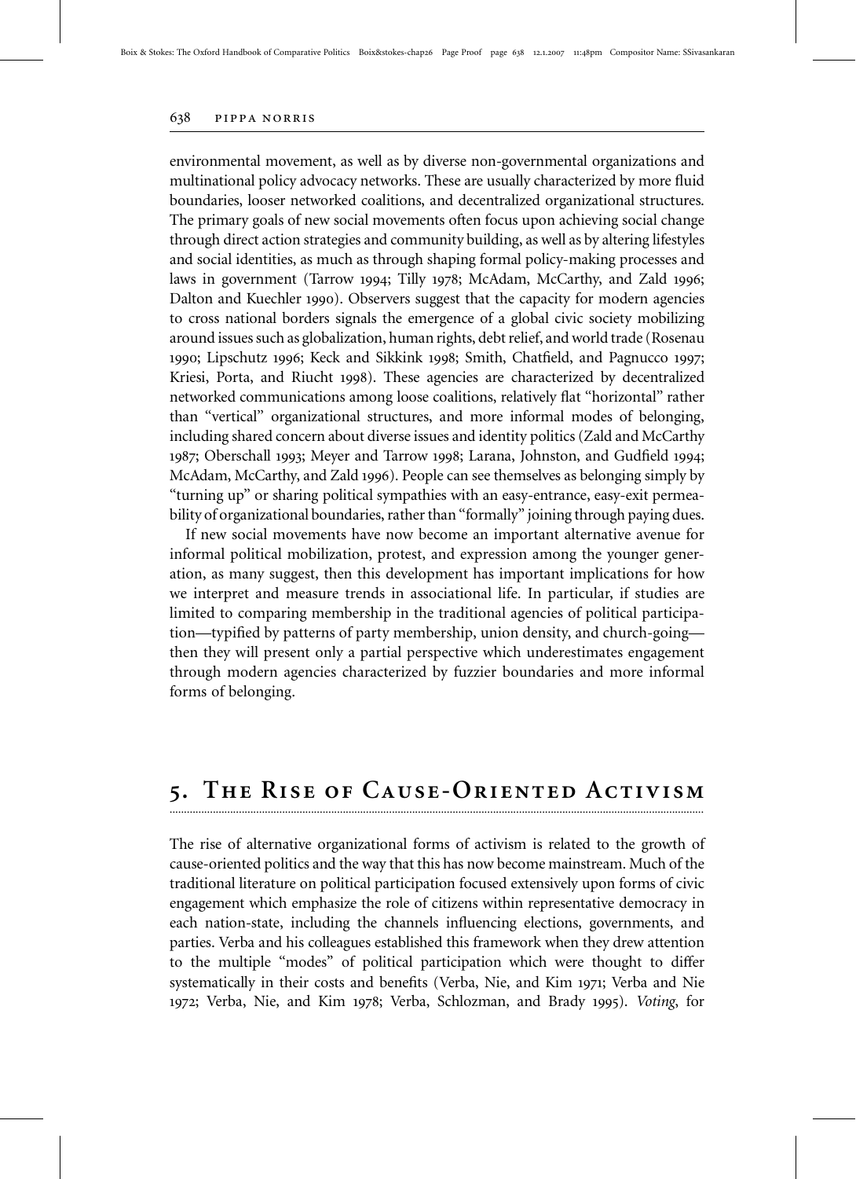environmental movement, as well as by diverse non-governmental organizations and multinational policy advocacy networks. These are usually characterized by more fluid boundaries, looser networked coalitions, and decentralized organizational structures. The primary goals of new social movements often focus upon achieving social change through direct action strategies and community building, as well as by altering lifestyles and social identities, as much as through shaping formal policy-making processes and laws in government (Tarrow 1994; Tilly 1978; McAdam, McCarthy, and Zald 1996; Dalton and Kuechler 1990). Observers suggest that the capacity for modern agencies to cross national borders signals the emergence of a global civic society mobilizing around issues such as globalization, human rights, debt relief, and world trade (Rosenau 1990; Lipschutz 1996; Keck and Sikkink 1998; Smith, Chatfield, and Pagnucco 1997; Kriesi, Porta, and Riucht 1998). These agencies are characterized by decentralized networked communications among loose coalitions, relatively flat "horizontal" rather than "vertical" organizational structures, and more informal modes of belonging, including shared concern about diverse issues and identity politics (Zald and McCarthy 1987; Oberschall 1993; Meyer and Tarrow 1998; Larana, Johnston, and Gudfield 1994; McAdam, McCarthy, and Zald 1996). People can see themselves as belonging simply by "turning up" or sharing political sympathies with an easy-entrance, easy-exit permeability of organizational boundaries, rather than "formally" joining through paying dues.

If new social movements have now become an important alternative avenue for informal political mobilization, protest, and expression among the younger generation, as many suggest, then this development has important implications for how we interpret and measure trends in associational life. In particular, if studies are limited to comparing membership in the traditional agencies of political participation—typified by patterns of party membership, union density, and church-going—then they will present only a partial perspective which underestimates engagement through modern agencies characterized by fuzzier boundaries and more informal forms of belonging.

## 5. The Rise of Cause-Oriented Activism

The rise of alternative organizational forms of activism is related to the growth of cause-oriented politics and the way that this has now become mainstream. Much of the traditional literature on political participation focused extensively upon forms of civic engagement which emphasize the role of citizens within representative democracy in each nation-state, including the channels influencing elections, governments, and parties. Verba and his colleagues established this framework when they drew attention to the multiple "modes" of political participation which were thought to differ systematically in their costs and benefits (Verba, Nie, and Kim 1971; Verba and Nie 1972; Verba, Nie, and Kim 1978; Verba, Schlozman, and Brady 1995). *Voting*, for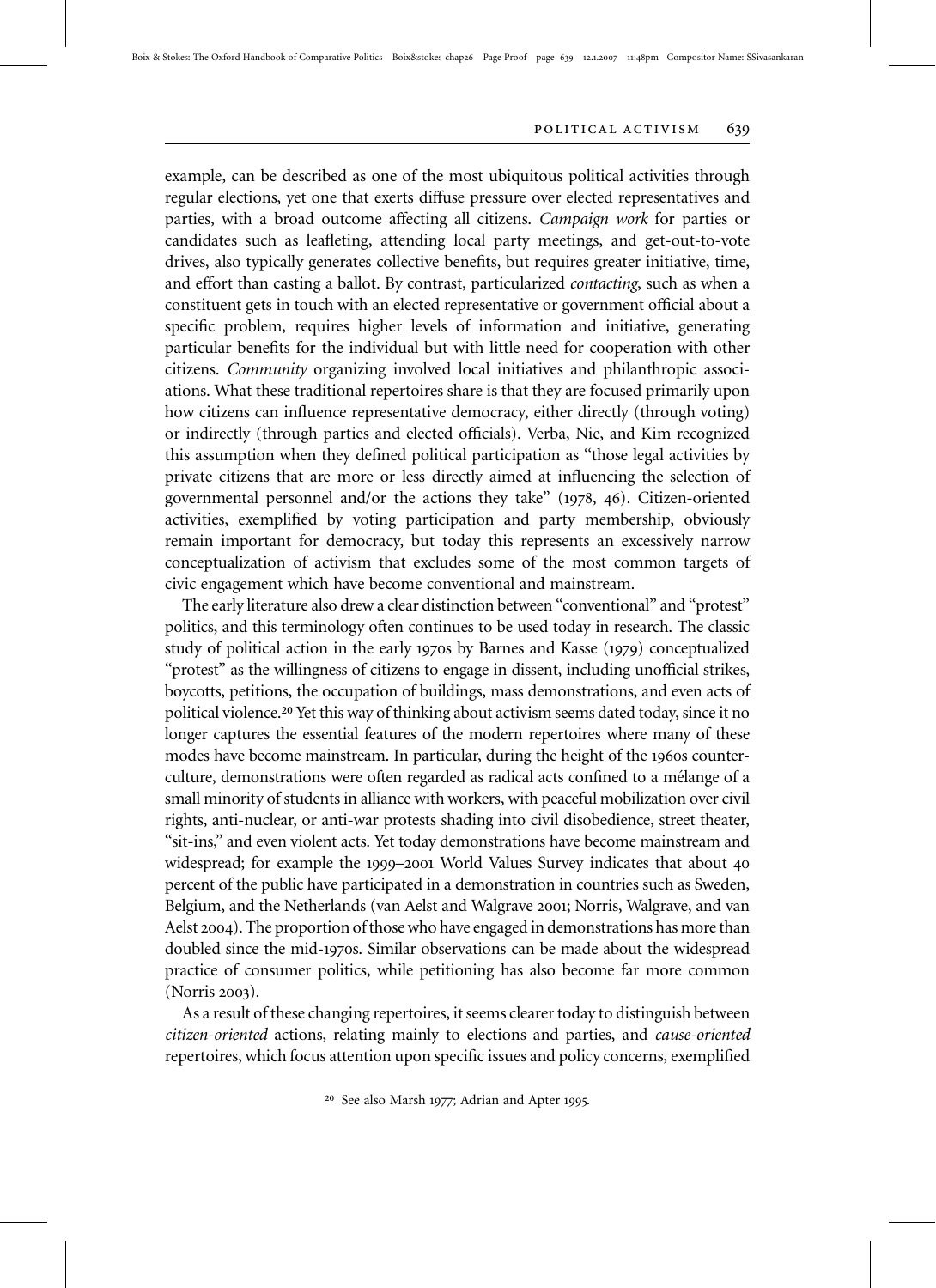example, can be described as one of the most ubiquitous political activities through regular elections, yet one that exerts diffuse pressure over elected representatives and parties, with a broad outcome affecting all citizens. *Campaign work* for parties or candidates such as leafleting, attending local party meetings, and get-out-to-vote drives, also typically generates collective benefits, but requires greater initiative, time, and effort than casting a ballot. By contrast, particularized *contacting*, such as when a constituent gets in touch with an elected representative or government official about a specific problem, requires higher levels of information and initiative, generating particular benefits for the individual but with little need for cooperation with other citizens. *Community* organizing involved local initiatives and philanthropic associations. What these traditional repertoires share is that they are focused primarily upon how citizens can influence representative democracy, either directly (through voting) or indirectly (through parties and elected officials). Verba, Nie, and Kim recognized this assumption when they defined political participation as "those legal activities by private citizens that are more or less directly aimed at influencing the selection of governmental personnel and/or the actions they take" (1978, 46). Citizen-oriented activities, exemplified by voting participation and party membership, obviously remain important for democracy, but today this represents an excessively narrow conceptualization of activism that excludes some of the most common targets of civic engagement which have become conventional and mainstream.

The early literature also drew a clear distinction between "conventional" and "protest" politics, and this terminology often continues to be used today in research. The classic study of political action in the early 1970s by Barnes and Kasse (1979) conceptualized "protest" as the willingness of citizens to engage in dissent, including unofficial strikes, boycotts, petitions, the occupation of buildings, mass demonstrations, and even acts of political violence.[20] Yet this way of thinking about activism seems dated today, since it no longer captures the essential features of the modern repertoires where many of these modes have become mainstream. In particular, during the height of the 1960s counterculture, demonstrations were often regarded as radical acts confined to a mélange of a small minority of students in alliance with workers, with peaceful mobilization over civil rights, anti-nuclear, or anti-war protests shading into civil disobedience, street theater, "sit-ins," and even violent acts. Yet today demonstrations have become mainstream and widespread; for example the 1999–2001 World Values Survey indicates that about 40 percent of the public have participated in a demonstration in countries such as Sweden, Belgium, and the Netherlands (van Aelst and Walgrave 2001; Norris, Walgrave, and van Aelst 2004). The proportion of those who have engaged in demonstrations has more than doubled since the mid-1970s. Similar observations can be made about the widespread practice of consumer politics, while petitioning has also become far more common (Norris 2003).

As a result of these changing repertoires, it seems clearer today to distinguish between *citizen-oriented* actions, relating mainly to elections and parties, and *cause-oriented* repertoires, which focus attention upon specific issues and policy concerns, exemplified

[20] See also Marsh 1977; Adrian and Apter 1995.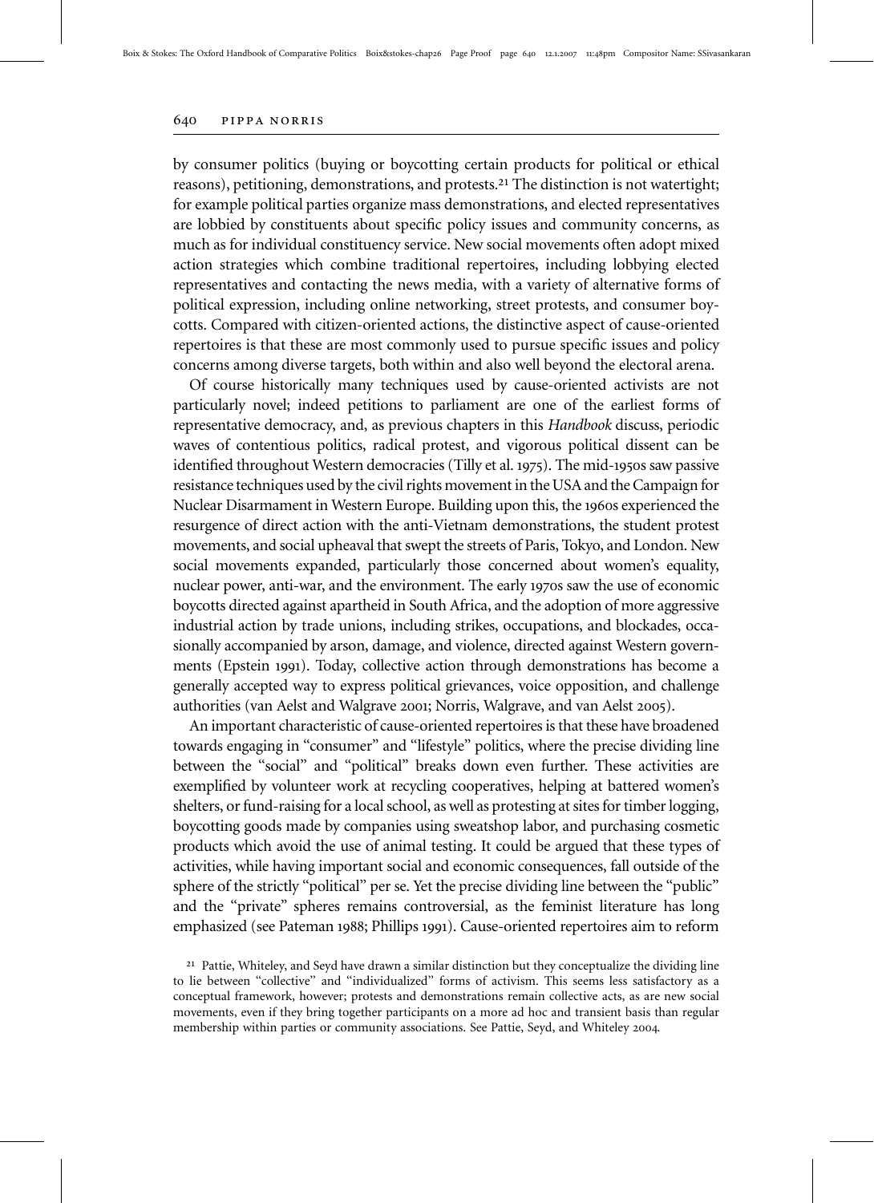by consumer politics (buying or boycotting certain products for political or ethical reasons), petitioning, demonstrations, and protests.[21] The distinction is not watertight; for example political parties organize mass demonstrations, and elected representatives are lobbied by constituents about specific policy issues and community concerns, as much as for individual constituency service. New social movements often adopt mixed action strategies which combine traditional repertoires, including lobbying elected representatives and contacting the news media, with a variety of alternative forms of political expression, including online networking, street protests, and consumer boycotts. Compared with citizen-oriented actions, the distinctive aspect of cause-oriented repertoires is that these are most commonly used to pursue specific issues and policy concerns among diverse targets, both within and also well beyond the electoral arena.

Of course historically many techniques used by cause-oriented activists are not particularly novel; indeed petitions to parliament are one of the earliest forms of representative democracy, and, as previous chapters in this *Handbook* discuss, periodic waves of contentious politics, radical protest, and vigorous political dissent can be identified throughout Western democracies (Tilly et al. 1975). The mid-1950s saw passive resistance techniques used by the civil rights movement in the USA and the Campaign for Nuclear Disarmament in Western Europe. Building upon this, the 1960s experienced the resurgence of direct action with the anti-Vietnam demonstrations, the student protest movements, and social upheaval that swept the streets of Paris, Tokyo, and London. New social movements expanded, particularly those concerned about women's equality, nuclear power, anti-war, and the environment. The early 1970s saw the use of economic boycotts directed against apartheid in South Africa, and the adoption of more aggressive industrial action by trade unions, including strikes, occupations, and blockades, occasionally accompanied by arson, damage, and violence, directed against Western governments (Epstein 1991). Today, collective action through demonstrations has become a generally accepted way to express political grievances, voice opposition, and challenge authorities (van Aelst and Walgrave 2001; Norris, Walgrave, and van Aelst 2005).

An important characteristic of cause-oriented repertoires is that these have broadened towards engaging in "consumer" and "lifestyle" politics, where the precise dividing line between the "social" and "political" breaks down even further. These activities are exemplified by volunteer work at recycling cooperatives, helping at battered women's shelters, or fund-raising for a local school, as well as protesting at sites for timber logging, boycotting goods made by companies using sweatshop labor, and purchasing cosmetic products which avoid the use of animal testing. It could be argued that these types of activities, while having important social and economic consequences, fall outside of the sphere of the strictly "political" per se. Yet the precise dividing line between the "public" and the "private" spheres remains controversial, as the feminist literature has long emphasized (see Pateman 1988; Phillips 1991). Cause-oriented repertoires aim to reform

[21] Pattie, Whiteley, and Seyd have drawn a similar distinction but they conceptualize the dividing line to lie between "collective" and "individualized" forms of activism. This seems less satisfactory as a conceptual framework, however; protests and demonstrations remain collective acts, as are new social movements, even if they bring together participants on a more ad hoc and transient basis than regular membership within parties or community associations. See Pattie, Seyd, and Whiteley 2004.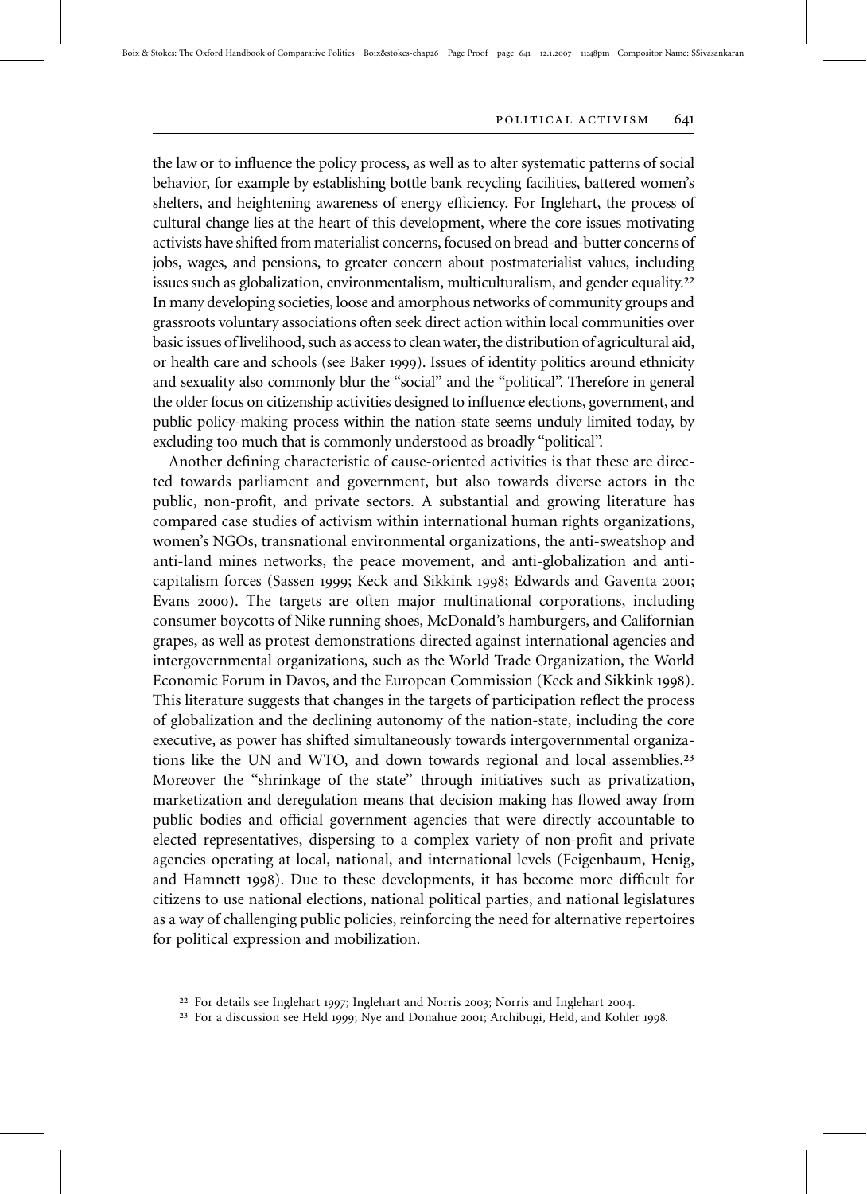the law or to influence the policy process, as well as to alter systematic patterns of social behavior, for example by establishing bottle bank recycling facilities, battered women's shelters, and heightening awareness of energy efficiency. For Inglehart, the process of cultural change lies at the heart of this development, where the core issues motivating activists have shifted from materialist concerns, focused on bread-and-butter concerns of jobs, wages, and pensions, to greater concern about postmaterialist values, including issues such as globalization, environmentalism, multiculturalism, and gender equality.[22] In many developing societies, loose and amorphous networks of community groups and grassroots voluntary associations often seek direct action within local communities over basic issues of livelihood, such as access to clean water, the distribution of agricultural aid, or health care and schools (see Baker 1999). Issues of identity politics around ethnicity and sexuality also commonly blur the "social" and the "political". Therefore in general the older focus on citizenship activities designed to influence elections, government, and public policy-making process within the nation-state seems unduly limited today, by excluding too much that is commonly understood as broadly "political".

Another defining characteristic of cause-oriented activities is that these are directed towards parliament and government, but also towards diverse actors in the public, non-profit, and private sectors. A substantial and growing literature has compared case studies of activism within international human rights organizations, women's NGOs, transnational environmental organizations, the anti-sweatshop and anti-land mines networks, the peace movement, and anti-globalization and anti-capitalism forces (Sassen 1999; Keck and Sikkink 1998; Edwards and Gaventa 2001; Evans 2000). The targets are often major multinational corporations, including consumer boycotts of Nike running shoes, McDonald's hamburgers, and Californian grapes, as well as protest demonstrations directed against international agencies and intergovernmental organizations, such as the World Trade Organization, the World Economic Forum in Davos, and the European Commission (Keck and Sikkink 1998). This literature suggests that changes in the targets of participation reflect the process of globalization and the declining autonomy of the nation-state, including the core executive, as power has shifted simultaneously towards intergovernmental organizations like the UN and WTO, and down towards regional and local assemblies.[23] Moreover the "shrinkage of the state" through initiatives such as privatization, marketization and deregulation means that decision making has flowed away from public bodies and official government agencies that were directly accountable to elected representatives, dispersing to a complex variety of non-profit and private agencies operating at local, national, and international levels (Feigenbaum, Henig, and Hamnett 1998). Due to these developments, it has become more difficult for citizens to use national elections, national political parties, and national legislatures as a way of challenging public policies, reinforcing the need for alternative repertoires for political expression and mobilization.

[22] For details see Inglehart 1997; Inglehart and Norris 2003; Norris and Inglehart 2004.

[23] For a discussion see Held 1999; Nye and Donahue 2001; Archibugi, Held, and Kohler 1998.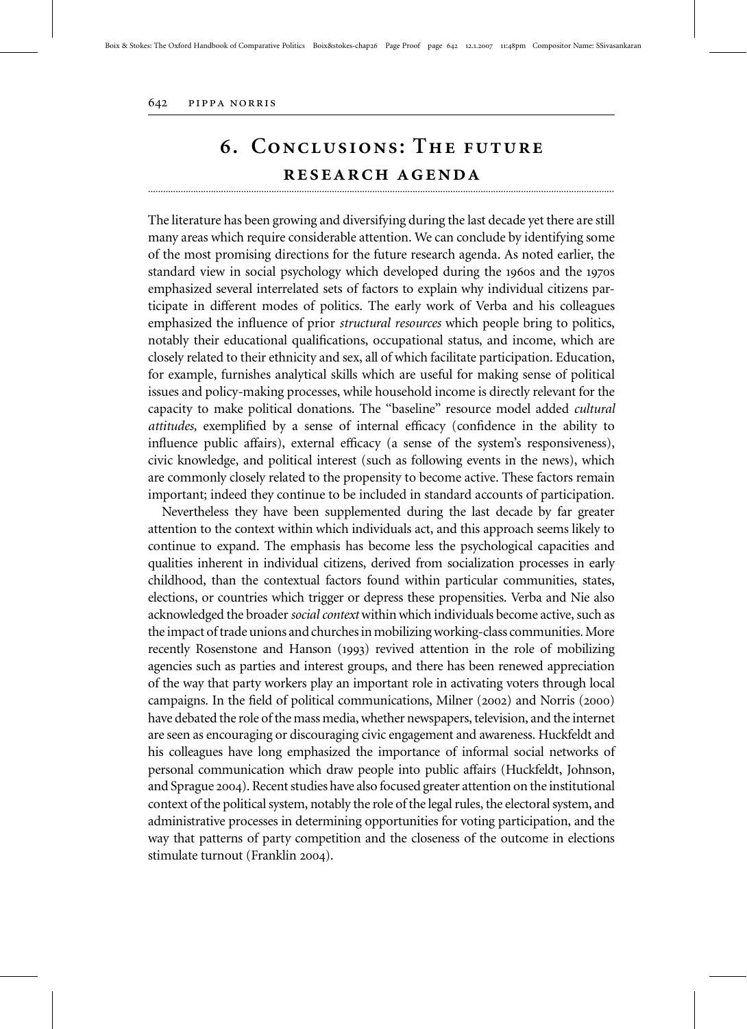## 6. Conclusions: The future research agenda

The literature has been growing and diversifying during the last decade yet there are still many areas which require considerable attention. We can conclude by identifying some of the most promising directions for the future research agenda. As noted earlier, the standard view in social psychology which developed during the 1960s and the 1970s emphasized several interrelated sets of factors to explain why individual citizens participate in different modes of politics. The early work of Verba and his colleagues emphasized the influence of prior *structural resources* which people bring to politics, notably their educational qualifications, occupational status, and income, which are closely related to their ethnicity and sex, all of which facilitate participation. Education, for example, furnishes analytical skills which are useful for making sense of political issues and policy-making processes, while household income is directly relevant for the capacity to make political donations. The "baseline" resource model added *cultural attitudes,* exemplified by a sense of internal efficacy (confidence in the ability to influence public affairs), external efficacy (a sense of the system's responsiveness), civic knowledge, and political interest (such as following events in the news), which are commonly closely related to the propensity to become active. These factors remain important; indeed they continue to be included in standard accounts of participation.

Nevertheless they have been supplemented during the last decade by far greater attention to the context within which individuals act, and this approach seems likely to continue to expand. The emphasis has become less the psychological capacities and qualities inherent in individual citizens, derived from socialization processes in early childhood, than the contextual factors found within particular communities, states, elections, or countries which trigger or depress these propensities. Verba and Nie also acknowledged the broader *social context* within which individuals become active, such as the impact of trade unions and churches in mobilizing working-class communities. More recently Rosenstone and Hanson (1993) revived attention in the role of mobilizing agencies such as parties and interest groups, and there has been renewed appreciation of the way that party workers play an important role in activating voters through local campaigns. In the field of political communications, Milner (2002) and Norris (2000) have debated the role of the mass media, whether newspapers, television, and the internet are seen as encouraging or discouraging civic engagement and awareness. Huckfeldt and his colleagues have long emphasized the importance of informal social networks of personal communication which draw people into public affairs (Huckfeldt, Johnson, and Sprague 2004). Recent studies have also focused greater attention on the institutional context of the political system, notably the role of the legal rules, the electoral system, and administrative processes in determining opportunities for voting participation, and the way that patterns of party competition and the closeness of the outcome in elections stimulate turnout (Franklin 2004).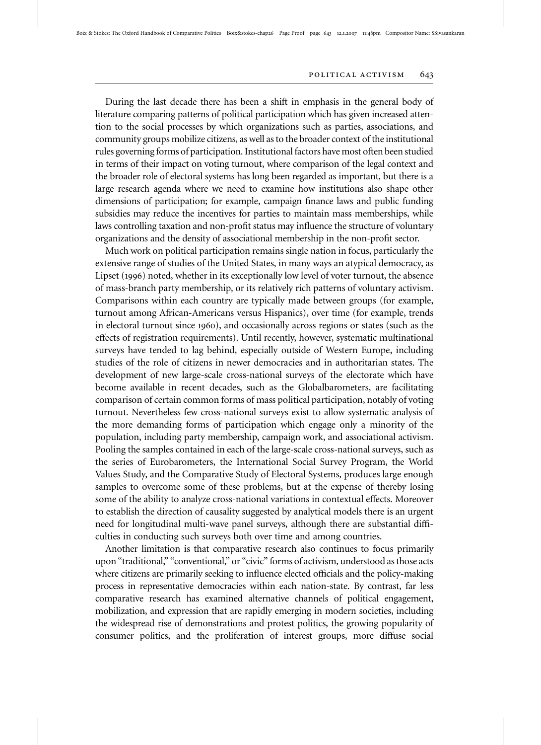During the last decade there has been a shift in emphasis in the general body of literature comparing patterns of political participation which has given increased attention to the social processes by which organizations such as parties, associations, and community groups mobilize citizens, as well as to the broader context of the institutional rules governing forms of participation. Institutional factors have most often been studied in terms of their impact on voting turnout, where comparison of the legal context and the broader role of electoral systems has long been regarded as important, but there is a large research agenda where we need to examine how institutions also shape other dimensions of participation; for example, campaign finance laws and public funding subsidies may reduce the incentives for parties to maintain mass memberships, while laws controlling taxation and non-profit status may influence the structure of voluntary organizations and the density of associational membership in the non-profit sector.

Much work on political participation remains single nation in focus, particularly the extensive range of studies of the United States, in many ways an atypical democracy, as Lipset (1996) noted, whether in its exceptionally low level of voter turnout, the absence of mass-branch party membership, or its relatively rich patterns of voluntary activism. Comparisons within each country are typically made between groups (for example, turnout among African-Americans versus Hispanics), over time (for example, trends in electoral turnout since 1960), and occasionally across regions or states (such as the effects of registration requirements). Until recently, however, systematic multinational surveys have tended to lag behind, especially outside of Western Europe, including studies of the role of citizens in newer democracies and in authoritarian states. The development of new large-scale cross-national surveys of the electorate which have become available in recent decades, such as the Globalbarometers, are facilitating comparison of certain common forms of mass political participation, notably of voting turnout. Nevertheless few cross-national surveys exist to allow systematic analysis of the more demanding forms of participation which engage only a minority of the population, including party membership, campaign work, and associational activism. Pooling the samples contained in each of the large-scale cross-national surveys, such as the series of Eurobarometers, the International Social Survey Program, the World Values Study, and the Comparative Study of Electoral Systems, produces large enough samples to overcome some of these problems, but at the expense of thereby losing some of the ability to analyze cross-national variations in contextual effects. Moreover to establish the direction of causality suggested by analytical models there is an urgent need for longitudinal multi-wave panel surveys, although there are substantial difficulties in conducting such surveys both over time and among countries.

Another limitation is that comparative research also continues to focus primarily upon "traditional," "conventional," or "civic" forms of activism, understood as those acts where citizens are primarily seeking to influence elected officials and the policy-making process in representative democracies within each nation-state. By contrast, far less comparative research has examined alternative channels of political engagement, mobilization, and expression that are rapidly emerging in modern societies, including the widespread rise of demonstrations and protest politics, the growing popularity of consumer politics, and the proliferation of interest groups, more diffuse social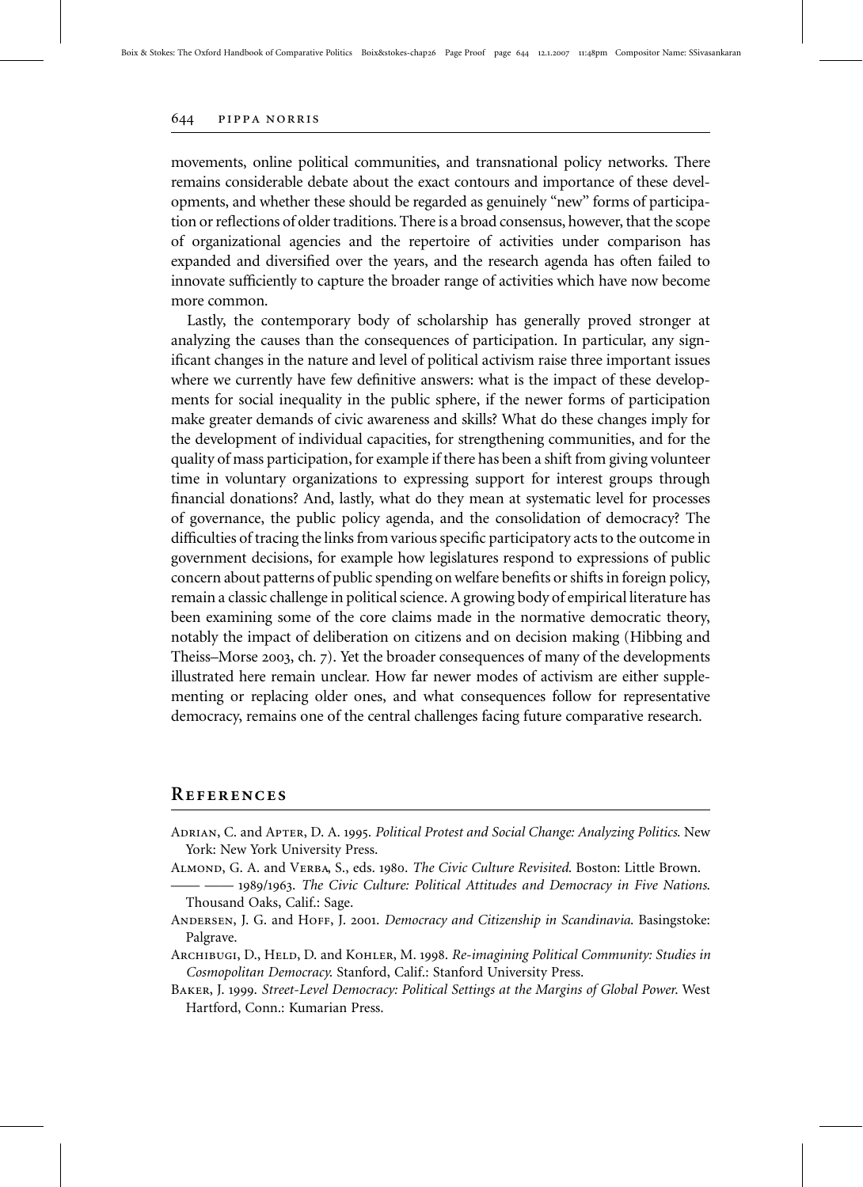movements, online political communities, and transnational policy networks. There remains considerable debate about the exact contours and importance of these developments, and whether these should be regarded as genuinely "new" forms of participation or reflections of older traditions. There is a broad consensus, however, that the scope of organizational agencies and the repertoire of activities under comparison has expanded and diversified over the years, and the research agenda has often failed to innovate sufficiently to capture the broader range of activities which have now become more common.

Lastly, the contemporary body of scholarship has generally proved stronger at analyzing the causes than the consequences of participation. In particular, any significant changes in the nature and level of political activism raise three important issues where we currently have few definitive answers: what is the impact of these developments for social inequality in the public sphere, if the newer forms of participation make greater demands of civic awareness and skills? What do these changes imply for the development of individual capacities, for strengthening communities, and for the quality of mass participation, for example if there has been a shift from giving volunteer time in voluntary organizations to expressing support for interest groups through financial donations? And, lastly, what do they mean at systematic level for processes of governance, the public policy agenda, and the consolidation of democracy? The difficulties of tracing the links from various specific participatory acts to the outcome in government decisions, for example how legislatures respond to expressions of public concern about patterns of public spending on welfare benefits or shifts in foreign policy, remain a classic challenge in political science. A growing body of empirical literature has been examining some of the core claims made in the normative democratic theory, notably the impact of deliberation on citizens and on decision making (Hibbing and Theiss–Morse 2003, ch. 7). Yet the broader consequences of many of the developments illustrated here remain unclear. How far newer modes of activism are either supplementing or replacing older ones, and what consequences follow for representative democracy, remains one of the central challenges facing future comparative research.

## References

Adrian, C. and Apter, D. A. 1995. *Political Protest and Social Change: Analyzing Politics*. New York: New York University Press.

Almond, G. A. and Verba, S., eds. 1980. *The Civic Culture Revisited*. Boston: Little Brown.

—— —— 1989/1963. *The Civic Culture: Political Attitudes and Democracy in Five Nations*. Thousand Oaks, Calif.: Sage.

Andersen, J. G. and Hoff, J. 2001. *Democracy and Citizenship in Scandinavia*. Basingstoke: Palgrave.

Archibugi, D., Held, D. and Kohler, M. 1998. *Re-imagining Political Community: Studies in Cosmopolitan Democracy*. Stanford, Calif.: Stanford University Press.

Baker, J. 1999. *Street-Level Democracy: Political Settings at the Margins of Global Power*. West Hartford, Conn.: Kumarian Press.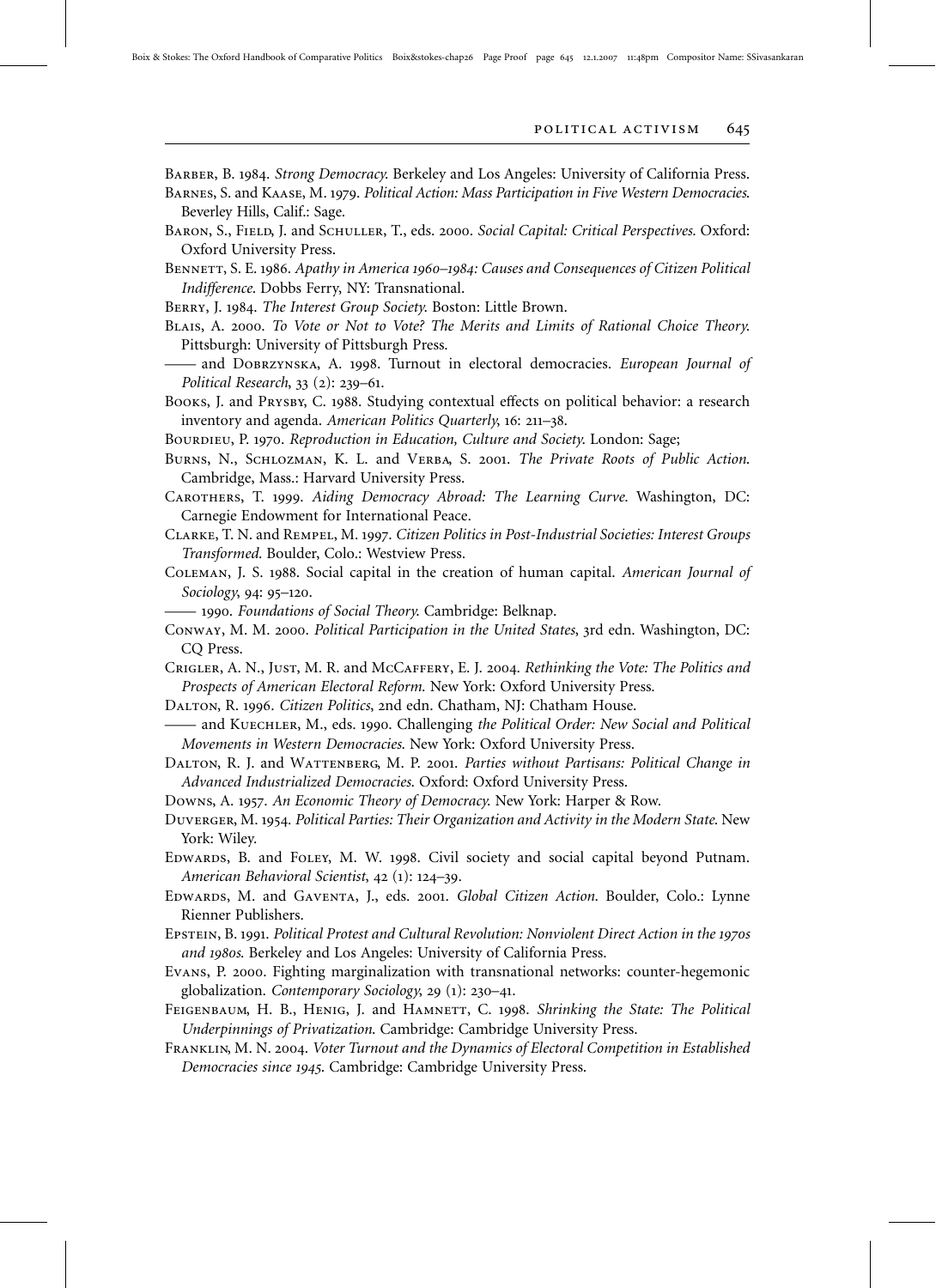Barber, B. 1984. *Strong Democracy.* Berkeley and Los Angeles: University of California Press.

Barnes, S. and Kaase, M. 1979. *Political Action: Mass Participation in Five Western Democracies.* Beverley Hills, Calif.: Sage.

Baron, S., Field, J. and Schuller, T., eds. 2000. *Social Capital: Critical Perspectives.* Oxford: Oxford University Press.

Bennett, S. E. 1986. *Apathy in America 1960–1984: Causes and Consequences of Citizen Political Indifference.* Dobbs Ferry, NY: Transnational.

Berry, J. 1984. *The Interest Group Society.* Boston: Little Brown.

Blais, A. 2000. *To Vote or Not to Vote? The Merits and Limits of Rational Choice Theory.* Pittsburgh: University of Pittsburgh Press.

—— and Dobrzynska, A. 1998. Turnout in electoral democracies. *European Journal of Political Research*, 33 (2): 239–61.

Books, J. and Prysby, C. 1988. Studying contextual effects on political behavior: a research inventory and agenda. *American Politics Quarterly*, 16: 211–38.

Bourdieu, P. 1970. *Reproduction in Education, Culture and Society.* London: Sage;

Burns, N., Schlozman, K. L. and Verba, S. 2001. *The Private Roots of Public Action.* Cambridge, Mass.: Harvard University Press.

Carothers, T. 1999. *Aiding Democracy Abroad: The Learning Curve.* Washington, DC: Carnegie Endowment for International Peace.

Clarke, T. N. and Rempel, M. 1997. *Citizen Politics in Post-Industrial Societies: Interest Groups Transformed.* Boulder, Colo.: Westview Press.

Coleman, J. S. 1988. Social capital in the creation of human capital. *American Journal of Sociology*, 94: 95–120.

—— 1990. *Foundations of Social Theory.* Cambridge: Belknap.

Conway, M. M. 2000. *Political Participation in the United States*, 3rd edn. Washington, DC: CQ Press.

Crigler, A. N., Just, M. R. and McCaffery, E. J. 2004. *Rethinking the Vote: The Politics and Prospects of American Electoral Reform.* New York: Oxford University Press.

Dalton, R. 1996. *Citizen Politics*, 2nd edn. Chatham, NJ: Chatham House.

—— and Kuechler, M., eds. 1990. Challenging *the Political Order: New Social and Political Movements in Western Democracies.* New York: Oxford University Press.

Dalton, R. J. and Wattenberg, M. P. 2001. *Parties without Partisans: Political Change in Advanced Industrialized Democracies.* Oxford: Oxford University Press.

Downs, A. 1957. *An Economic Theory of Democracy.* New York: Harper & Row.

Duverger, M. 1954. *Political Parties: Their Organization and Activity in the Modern State.* New York: Wiley.

Edwards, B. and Foley, M. W. 1998. Civil society and social capital beyond Putnam. *American Behavioral Scientist*, 42 (1): 124–39.

Edwards, M. and Gaventa, J., eds. 2001. *Global Citizen Action.* Boulder, Colo.: Lynne Rienner Publishers.

Epstein, B. 1991. *Political Protest and Cultural Revolution: Nonviolent Direct Action in the 1970s and 1980s.* Berkeley and Los Angeles: University of California Press.

Evans, P. 2000. Fighting marginalization with transnational networks: counter-hegemonic globalization. *Contemporary Sociology*, 29 (1): 230–41.

Feigenbaum, H. B., Henig, J. and Hamnett, C. 1998. *Shrinking the State: The Political Underpinnings of Privatization.* Cambridge: Cambridge University Press.

Franklin, M. N. 2004. *Voter Turnout and the Dynamics of Electoral Competition in Established Democracies since 1945.* Cambridge: Cambridge University Press.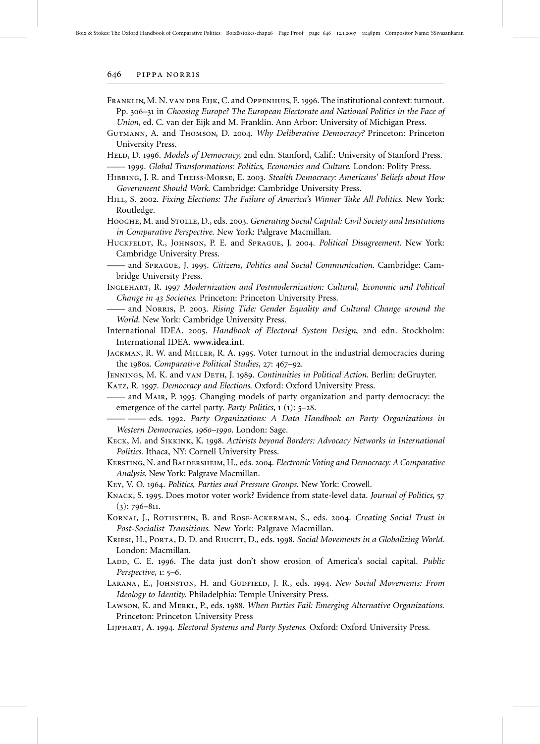Franklin, M. N. van der Eijk, C. and Oppenhuis, E. 1996. The institutional context: turnout. Pp. 306–31 in *Choosing Europe? The European Electorate and National Politics in the Face of Union*, ed. C. van der Eijk and M. Franklin. Ann Arbor: University of Michigan Press.

Gutmann, A. and Thomson, D. 2004. *Why Deliberative Democracy?* Princeton: Princeton University Press.

Held, D. 1996. *Models of Democracy*, 2nd edn. Stanford, Calif.: University of Stanford Press.

—— 1999. *Global Transformations: Politics, Economics and Culture*. London: Polity Press.

Hibbing, J. R. and Theiss-Morse, E. 2003. *Stealth Democracy: Americans' Beliefs about How Government Should Work*. Cambridge: Cambridge University Press.

Hill, S. 2002. *Fixing Elections: The Failure of America's Winner Take All Politics*. New York: Routledge.

Hooghe, M. and Stolle, D., eds. 2003. *Generating Social Capital: Civil Society and Institutions in Comparative Perspective*. New York: Palgrave Macmillan.

Huckfeldt, R., Johnson, P. E. and Sprague, J. 2004. *Political Disagreement*. New York: Cambridge University Press.

—— and Sprague, J. 1995. *Citizens, Politics and Social Communication*. Cambridge: Cambridge University Press.

Inglehart, R. 1997 *Modernization and Postmodernization: Cultural, Economic and Political Change in 43 Societies*. Princeton: Princeton University Press.

—— and Norris, P. 2003. *Rising Tide: Gender Equality and Cultural Change around the World*. New York: Cambridge University Press.

International IDEA. 2005. *Handbook of Electoral System Design*, 2nd edn. Stockholm: International IDEA. **www.idea.int**.

Jackman, R. W. and Miller, R. A. 1995. Voter turnout in the industrial democracies during the 1980s. *Comparative Political Studies*, 27: 467–92.

Jennings, M. K. and van Deth, J. 1989. *Continuities in Political Action*. Berlin: deGruyter.

Katz, R. 1997. *Democracy and Elections*. Oxford: Oxford University Press.

—— and Mair, P. 1995. Changing models of party organization and party democracy: the emergence of the cartel party. *Party Politics*, 1 (1): 5–28.

—— —— eds. 1992. *Party Organizations: A Data Handbook on Party Organizations in Western Democracies, 1960–1990*. London: Sage.

Keck, M. and Sikkink, K. 1998. *Activists beyond Borders: Advocacy Networks in International Politics*. Ithaca, NY: Cornell University Press.

Kersting, N. and Baldersheim, H., eds. 2004. *Electronic Voting and Democracy: A Comparative Analysis*. New York: Palgrave Macmillan.

Key, V. O. 1964. *Politics, Parties and Pressure Groups*. New York: Crowell.

Knack, S. 1995. Does motor voter work? Evidence from state-level data. *Journal of Politics*, 57 (3): 796–811.

Kornai, J., Rothstein, B. and Rose-Ackerman, S., eds. 2004. *Creating Social Trust in Post-Socialist Transitions*. New York: Palgrave Macmillan.

Kriesi, H., Porta, D. D. and Riucht, D., eds. 1998. *Social Movements in a Globalizing World*. London: Macmillan.

Ladd, C. E. 1996. The data just don't show erosion of America's social capital. *Public Perspective*, 1: 5–6.

Larana, E., Johnston, H. and Gudfield, J. R., eds. 1994. *New Social Movements: From Ideology to Identity*. Philadelphia: Temple University Press.

Lawson, K. and Merkl, P., eds. 1988. *When Parties Fail: Emerging Alternative Organizations*. Princeton: Princeton University Press

Lijphart, A. 1994. *Electoral Systems and Party Systems*. Oxford: Oxford University Press.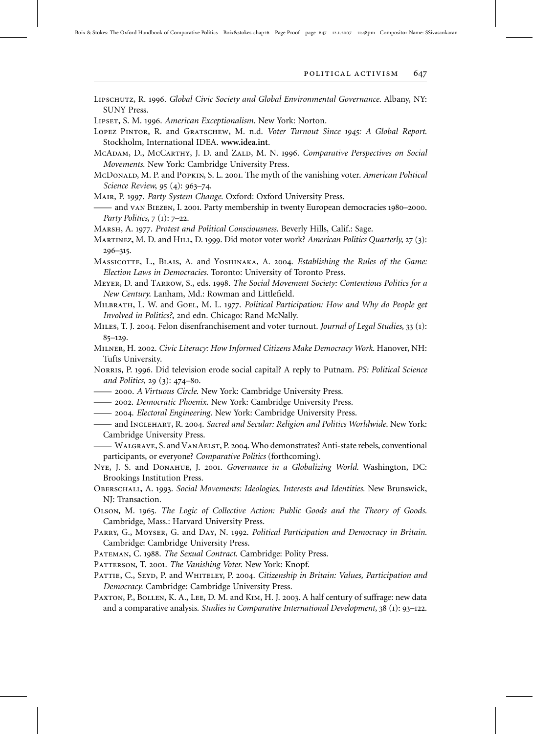Lipschutz, R. 1996. *Global Civic Society and Global Environmental Governance*. Albany, NY: SUNY Press.

Lipset, S. M. 1996. *American Exceptionalism*. New York: Norton.

Lopez Pintor, R. and Gratschew, M. n.d. *Voter Turnout Since 1945: A Global Report*. Stockholm, International IDEA. **www.idea.int**.

McAdam, D., McCarthy, J. D. and Zald, M. N. 1996. *Comparative Perspectives on Social Movements*. New York: Cambridge University Press.

McDonald, M. P. and Popkin, S. L. 2001. The myth of the vanishing voter. *American Political Science Review*, 95 (4): 963–74.

Mair, P. 1997. *Party System Change*. Oxford: Oxford University Press.

—— and van Biezen, I. 2001. Party membership in twenty European democracies 1980–2000. *Party Politics*, 7 (1): 7–22.

Marsh, A. 1977. *Protest and Political Consciousness*. Beverly Hills, Calif.: Sage.

Martinez, M. D. and Hill, D. 1999. Did motor voter work? *American Politics Quarterly*, 27 (3): 296–315.

Massicotte, L., Blais, A. and Yoshinaka, A. 2004. *Establishing the Rules of the Game: Election Laws in Democracies*. Toronto: University of Toronto Press.

Meyer, D. and Tarrow, S., eds. 1998. *The Social Movement Society: Contentious Politics for a New Century*. Lanham, Md.: Rowman and Littlefield.

Milbrath, L. W. and Goel, M. L. 1977. *Political Participation: How and Why do People get Involved in Politics?*, 2nd edn. Chicago: Rand McNally.

Miles, T. J. 2004. Felon disenfranchisement and voter turnout. *Journal of Legal Studies*, 33 (1): 85–129.

Milner, H. 2002. *Civic Literacy: How Informed Citizens Make Democracy Work*. Hanover, NH: Tufts University.

Norris, P. 1996. Did television erode social capital? A reply to Putnam. *PS: Political Science and Politics*, 29 (3): 474–80.

—— 2000. *A Virtuous Circle*. New York: Cambridge University Press.

—— 2002. *Democratic Phoenix*. New York: Cambridge University Press.

—— 2004. *Electoral Engineering*. New York: Cambridge University Press.

—— and Inglehart, R. 2004. *Sacred and Secular: Religion and Politics Worldwide*. New York: Cambridge University Press.

—— Walgrave, S. and VanAelst, P. 2004. Who demonstrates? Anti-state rebels, conventional participants, or everyone? *Comparative Politics* (forthcoming).

Nye, J. S. and Donahue, J. 2001. *Governance in a Globalizing World*. Washington, DC: Brookings Institution Press.

Oberschall, A. 1993. *Social Movements: Ideologies, Interests and Identities*. New Brunswick, NJ: Transaction.

Olson, M. 1965. *The Logic of Collective Action: Public Goods and the Theory of Goods*. Cambridge, Mass.: Harvard University Press.

Parry, G., Moyser, G. and Day, N. 1992. *Political Participation and Democracy in Britain*. Cambridge: Cambridge University Press.

Pateman, C. 1988. *The Sexual Contract*. Cambridge: Polity Press.

Patterson, T. 2001. *The Vanishing Voter*. New York: Knopf.

Pattie, C., Seyd, P. and Whiteley, P. 2004. *Citizenship in Britain: Values, Participation and Democracy*. Cambridge: Cambridge University Press.

Paxton, P., Bollen, K. A., Lee, D. M. and Kim, H. J. 2003. A half century of suffrage: new data and a comparative analysis. *Studies in Comparative International Development*, 38 (1): 93–122.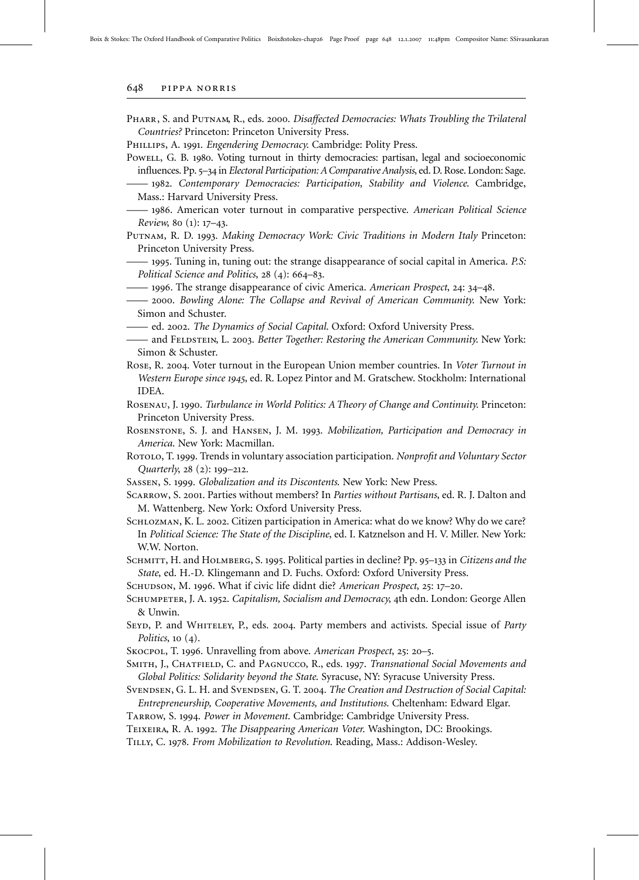Pharr, S. and Putnam, R., eds. 2000. *Disaffected Democracies: Whats Troubling the Trilateral Countries?* Princeton: Princeton University Press.

Phillips, A. 1991. *Engendering Democracy.* Cambridge: Polity Press.

Powell, G. B. 1980. Voting turnout in thirty democracies: partisan, legal and socioeconomic influences. Pp. 5–34 in *Electoral Participation: A Comparative Analysis*, ed. D. Rose. London: Sage.

—— 1982. *Contemporary Democracies: Participation, Stability and Violence.* Cambridge, Mass.: Harvard University Press.

—— 1986. American voter turnout in comparative perspective. *American Political Science Review*, 80 (1): 17–43.

Putnam, R. D. 1993. *Making Democracy Work: Civic Traditions in Modern Italy* Princeton: Princeton University Press.

—— 1995. Tuning in, tuning out: the strange disappearance of social capital in America. *P.S: Political Science and Politics*, 28 (4): 664–83.

—— 1996. The strange disappearance of civic America. *American Prospect*, 24: 34–48.

—— 2000. *Bowling Alone: The Collapse and Revival of American Community.* New York: Simon and Schuster.

—— ed. 2002. *The Dynamics of Social Capital.* Oxford: Oxford University Press.

—— and Feldstein, L. 2003. *Better Together: Restoring the American Community.* New York: Simon & Schuster.

Rose, R. 2004. Voter turnout in the European Union member countries. In *Voter Turnout in Western Europe since 1945*, ed. R. Lopez Pintor and M. Gratschew. Stockholm: International IDEA.

Rosenau, J. 1990. *Turbulance in World Politics: A Theory of Change and Continuity.* Princeton: Princeton University Press.

Rosenstone, S. J. and Hansen, J. M. 1993. *Mobilization, Participation and Democracy in America.* New York: Macmillan.

Rotolo, T. 1999. Trends in voluntary association participation. *Nonprofit and Voluntary Sector Quarterly*, 28 (2): 199–212.

Sassen, S. 1999. *Globalization and its Discontents.* New York: New Press.

Scarrow, S. 2001. Parties without members? In *Parties without Partisans*, ed. R. J. Dalton and M. Wattenberg. New York: Oxford University Press.

Schlozman, K. L. 2002. Citizen participation in America: what do we know? Why do we care? In *Political Science: The State of the Discipline*, ed. I. Katznelson and H. V. Miller. New York: W.W. Norton.

Schmitt, H. and Holmberg, S. 1995. Political parties in decline? Pp. 95–133 in *Citizens and the State*, ed. H.-D. Klingemann and D. Fuchs. Oxford: Oxford University Press.

Schudson, M. 1996. What if civic life didnt die? *American Prospect*, 25: 17–20.

Schumpeter, J. A. 1952. *Capitalism, Socialism and Democracy*, 4th edn. London: George Allen & Unwin.

Seyd, P. and Whiteley, P., eds. 2004. Party members and activists. Special issue of *Party Politics*, 10 (4).

Skocpol, T. 1996. Unravelling from above. *American Prospect*, 25: 20–5.

Smith, J., Chatfield, C. and Pagnucco, R., eds. 1997. *Transnational Social Movements and Global Politics: Solidarity beyond the State.* Syracuse, NY: Syracuse University Press.

Svendsen, G. L. H. and Svendsen, G. T. 2004. *The Creation and Destruction of Social Capital: Entrepreneurship, Cooperative Movements, and Institutions.* Cheltenham: Edward Elgar.

Tarrow, S. 1994. *Power in Movement.* Cambridge: Cambridge University Press.

Teixeira, R. A. 1992. *The Disappearing American Voter.* Washington, DC: Brookings.

Tilly, C. 1978. *From Mobilization to Revolution.* Reading, Mass.: Addison-Wesley.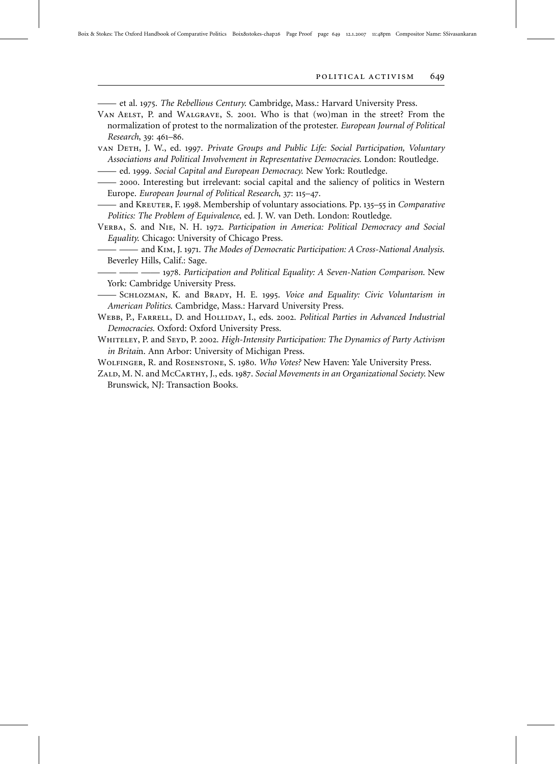—— et al. 1975. *The Rebellious Century.* Cambridge, Mass.: Harvard University Press.

Van Aelst, P. and Walgrave, S. 2001. Who is that (wo)man in the street? From the normalization of protest to the normalization of the protester. *European Journal of Political Research*, 39: 461–86.

van Deth, J. W., ed. 1997. *Private Groups and Public Life: Social Participation, Voluntary Associations and Political Involvement in Representative Democracies.* London: Routledge.

—— ed. 1999. *Social Capital and European Democracy.* New York: Routledge.

—— 2000. Interesting but irrelevant: social capital and the saliency of politics in Western Europe. *European Journal of Political Research*, 37: 115–47.

—— and Kreuter, F. 1998. Membership of voluntary associations. Pp. 135–55 in *Comparative Politics: The Problem of Equivalence*, ed. J. W. van Deth. London: Routledge.

Verba, S. and Nie, N. H. 1972. *Participation in America: Political Democracy and Social Equality.* Chicago: University of Chicago Press.

—— —— and Kim, J. 1971. *The Modes of Democratic Participation: A Cross-National Analysis.* Beverley Hills, Calif.: Sage.

—— —— —— 1978. *Participation and Political Equality: A Seven-Nation Comparison.* New York: Cambridge University Press.

—— Schlozman, K. and Brady, H. E. 1995. *Voice and Equality: Civic Voluntarism in American Politics.* Cambridge, Mass.: Harvard University Press.

Webb, P., Farrell, D. and Holliday, I., eds. 2002. *Political Parties in Advanced Industrial Democracies.* Oxford: Oxford University Press.

Whiteley, P. and Seyd, P. 2002. *High-Intensity Participation: The Dynamics of Party Activism in Britain.* Ann Arbor: University of Michigan Press.

Wolfinger, R. and Rosenstone, S. 1980. *Who Votes?* New Haven: Yale University Press.

Zald, M. N. and McCarthy, J., eds. 1987. *Social Movements in an Organizational Society.* New Brunswick, NJ: Transaction Books.